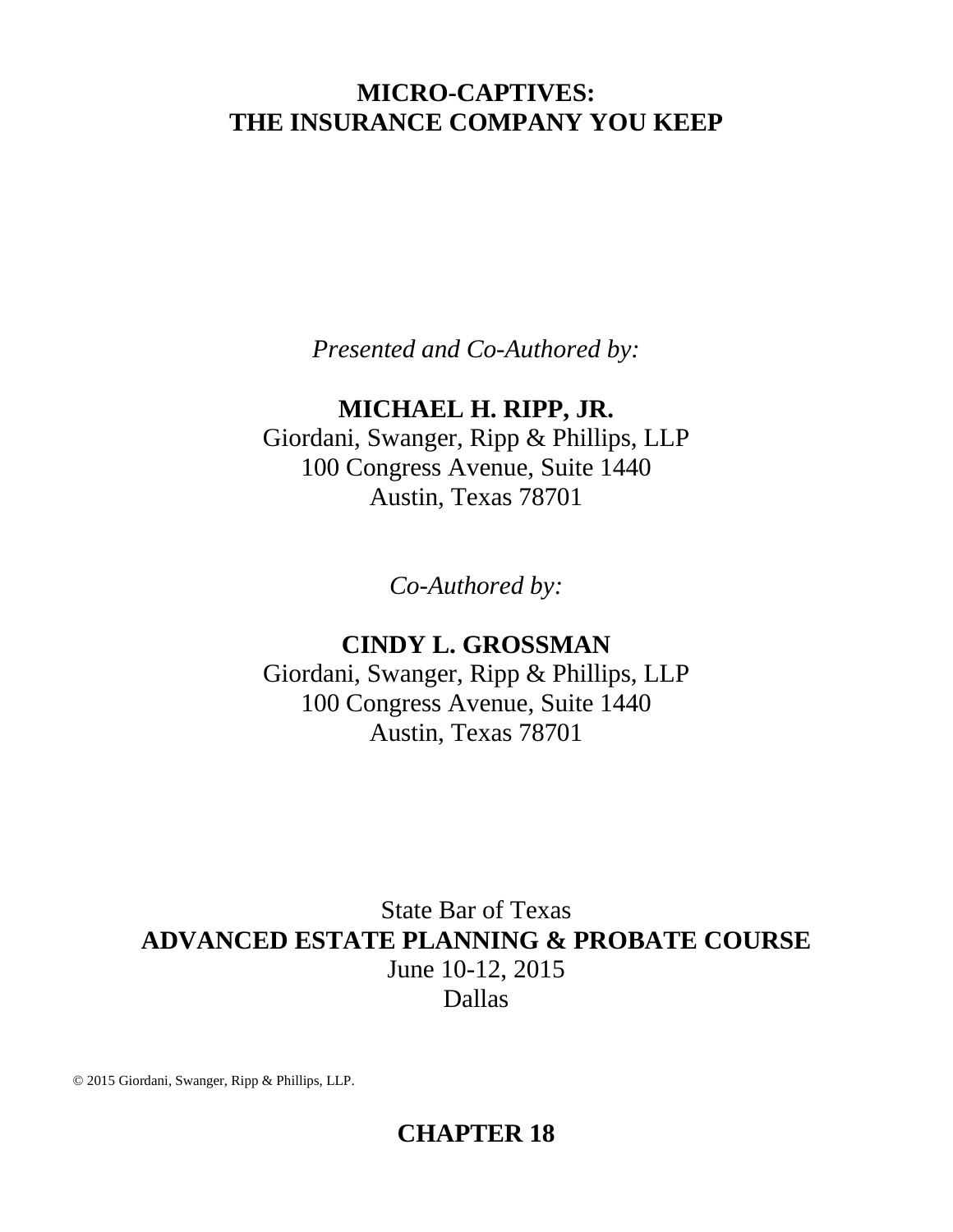# MICRO-CAPTIVES:
# THE INSURANCE COMPANY YOU KEEP

*Presented and Co-Authored by:*

**MICHAEL H. RIPP, JR.**
Giordani, Swanger, Ripp & Phillips, LLP
100 Congress Avenue, Suite 1440
Austin, Texas 78701

*Co-Authored by:*

**CINDY L. GROSSMAN**
Giordani, Swanger, Ripp & Phillips, LLP
100 Congress Avenue, Suite 1440
Austin, Texas 78701

State Bar of Texas
**ADVANCED ESTATE PLANNING & PROBATE COURSE**
June 10-12, 2015
Dallas

© 2015 Giordani, Swanger, Ripp & Phillips, LLP.

**CHAPTER 18**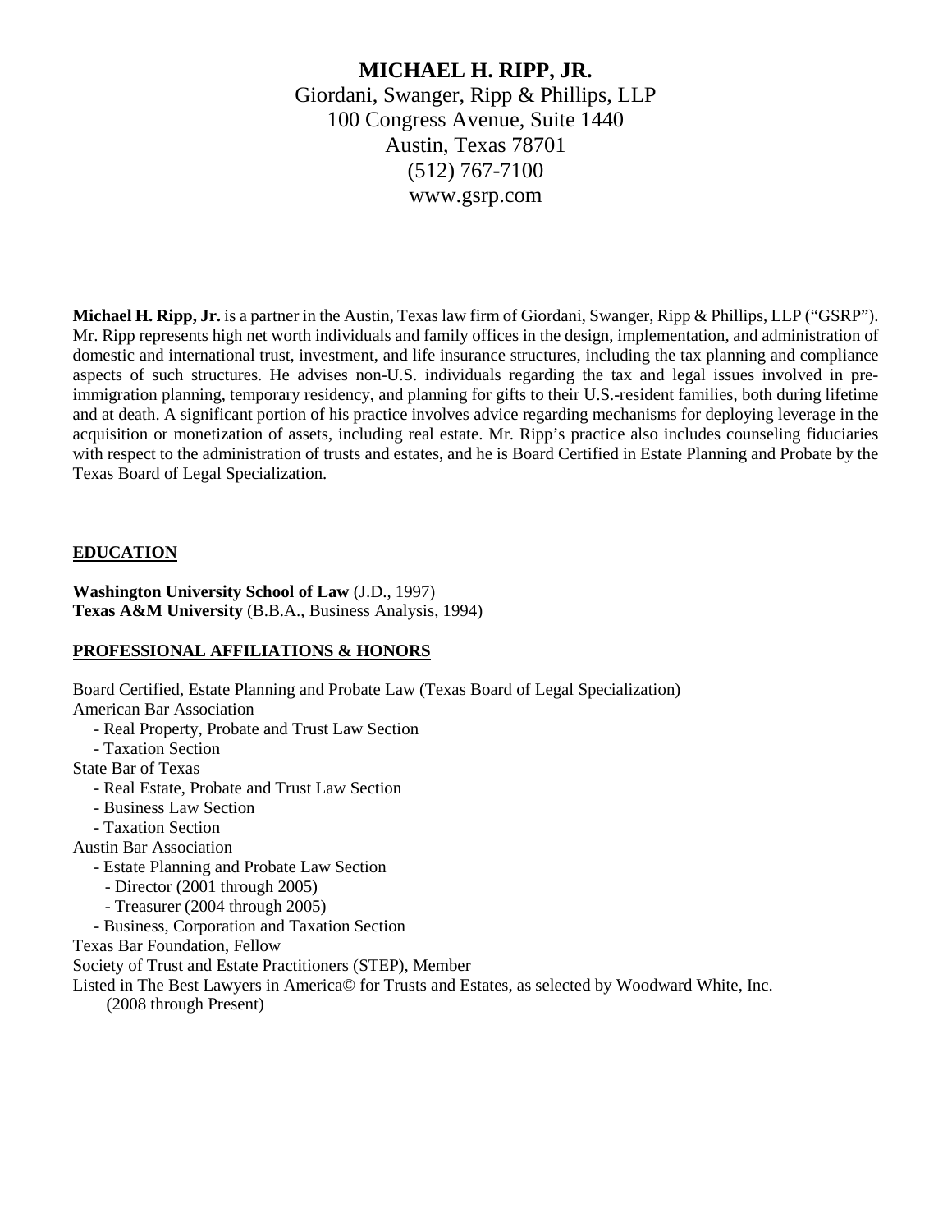# MICHAEL H. RIPP, JR.

Giordani, Swanger, Ripp & Phillips, LLP
100 Congress Avenue, Suite 1440
Austin, Texas 78701
(512) 767-7100
www.gsrp.com

**Michael H. Ripp, Jr.** is a partner in the Austin, Texas law firm of Giordani, Swanger, Ripp & Phillips, LLP ("GSRP"). Mr. Ripp represents high net worth individuals and family offices in the design, implementation, and administration of domestic and international trust, investment, and life insurance structures, including the tax planning and compliance aspects of such structures. He advises non-U.S. individuals regarding the tax and legal issues involved in pre-immigration planning, temporary residency, and planning for gifts to their U.S.-resident families, both during lifetime and at death. A significant portion of his practice involves advice regarding mechanisms for deploying leverage in the acquisition or monetization of assets, including real estate. Mr. Ripp's practice also includes counseling fiduciaries with respect to the administration of trusts and estates, and he is Board Certified in Estate Planning and Probate by the Texas Board of Legal Specialization.

## EDUCATION

**Washington University School of Law** (J.D., 1997)
**Texas A&M University** (B.B.A., Business Analysis, 1994)

## PROFESSIONAL AFFILIATIONS & HONORS

Board Certified, Estate Planning and Probate Law (Texas Board of Legal Specialization)
American Bar Association
- Real Property, Probate and Trust Law Section
- Taxation Section

State Bar of Texas
- Real Estate, Probate and Trust Law Section
- Business Law Section
- Taxation Section

Austin Bar Association
- Estate Planning and Probate Law Section
  - Director (2001 through 2005)
  - Treasurer (2004 through 2005)
- Business, Corporation and Taxation Section

Texas Bar Foundation, Fellow
Society of Trust and Estate Practitioners (STEP), Member
Listed in The Best Lawyers in America© for Trusts and Estates, as selected by Woodward White, Inc. (2008 through Present)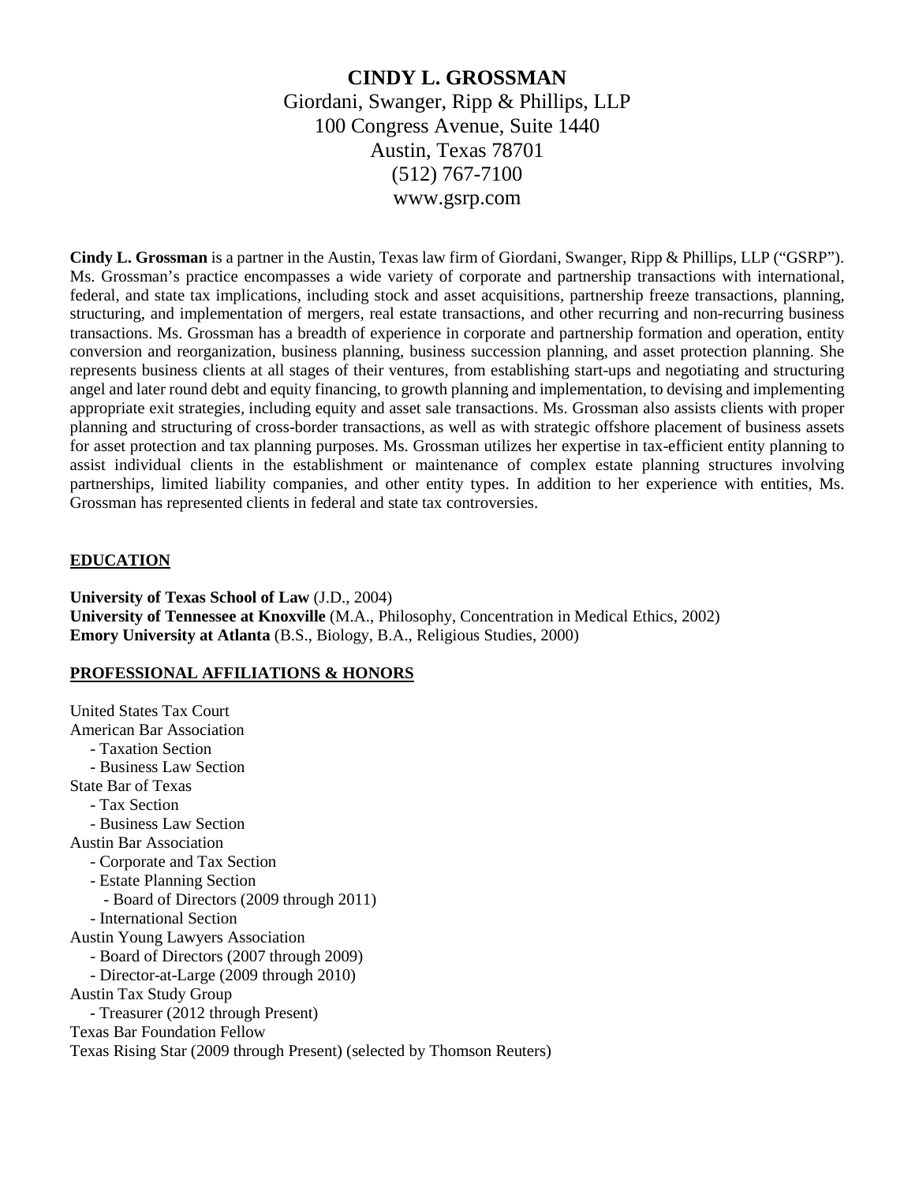# CINDY L. GROSSMAN

Giordani, Swanger, Ripp & Phillips, LLP
100 Congress Avenue, Suite 1440
Austin, Texas 78701
(512) 767-7100
www.gsrp.com

**Cindy L. Grossman** is a partner in the Austin, Texas law firm of Giordani, Swanger, Ripp & Phillips, LLP ("GSRP"). Ms. Grossman's practice encompasses a wide variety of corporate and partnership transactions with international, federal, and state tax implications, including stock and asset acquisitions, partnership freeze transactions, planning, structuring, and implementation of mergers, real estate transactions, and other recurring and non-recurring business transactions. Ms. Grossman has a breadth of experience in corporate and partnership formation and operation, entity conversion and reorganization, business planning, business succession planning, and asset protection planning. She represents business clients at all stages of their ventures, from establishing start-ups and negotiating and structuring angel and later round debt and equity financing, to growth planning and implementation, to devising and implementing appropriate exit strategies, including equity and asset sale transactions. Ms. Grossman also assists clients with proper planning and structuring of cross-border transactions, as well as with strategic offshore placement of business assets for asset protection and tax planning purposes. Ms. Grossman utilizes her expertise in tax-efficient entity planning to assist individual clients in the establishment or maintenance of complex estate planning structures involving partnerships, limited liability companies, and other entity types. In addition to her experience with entities, Ms. Grossman has represented clients in federal and state tax controversies.

## EDUCATION

**University of Texas School of Law** (J.D., 2004)
**University of Tennessee at Knoxville** (M.A., Philosophy, Concentration in Medical Ethics, 2002)
**Emory University at Atlanta** (B.S., Biology, B.A., Religious Studies, 2000)

## PROFESSIONAL AFFILIATIONS & HONORS

United States Tax Court
American Bar Association
- Taxation Section
- Business Law Section

State Bar of Texas
- Tax Section
- Business Law Section

Austin Bar Association
- Corporate and Tax Section
- Estate Planning Section
  - Board of Directors (2009 through 2011)
- International Section

Austin Young Lawyers Association
- Board of Directors (2007 through 2009)
- Director-at-Large (2009 through 2010)

Austin Tax Study Group
- Treasurer (2012 through Present)

Texas Bar Foundation Fellow
Texas Rising Star (2009 through Present) (selected by Thomson Reuters)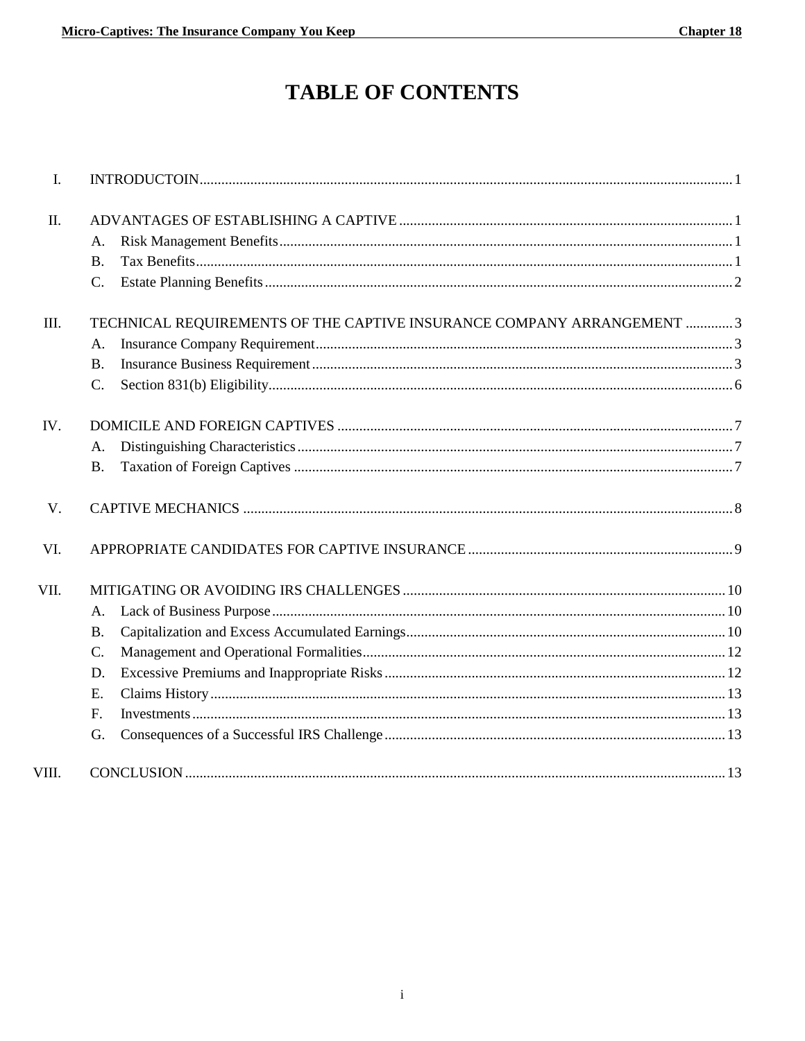# TABLE OF CONTENTS

I. INTRODUCTOIN ..... 1

II. ADVANTAGES OF ESTABLISHING A CAPTIVE ..... 1
- A. Risk Management Benefits ..... 1
- B. Tax Benefits ..... 1
- C. Estate Planning Benefits ..... 2

III. TECHNICAL REQUIREMENTS OF THE CAPTIVE INSURANCE COMPANY ARRANGEMENT ..... 3
- A. Insurance Company Requirement ..... 3
- B. Insurance Business Requirement ..... 3
- C. Section 831(b) Eligibility ..... 6

IV. DOMICILE AND FOREIGN CAPTIVES ..... 7
- A. Distinguishing Characteristics ..... 7
- B. Taxation of Foreign Captives ..... 7

V. CAPTIVE MECHANICS ..... 8

VI. APPROPRIATE CANDIDATES FOR CAPTIVE INSURANCE ..... 9

VII. MITIGATING OR AVOIDING IRS CHALLENGES ..... 10
- A. Lack of Business Purpose ..... 10
- B. Capitalization and Excess Accumulated Earnings ..... 10
- C. Management and Operational Formalities ..... 12
- D. Excessive Premiums and Inappropriate Risks ..... 12
- E. Claims History ..... 13
- F. Investments ..... 13
- G. Consequences of a Successful IRS Challenge ..... 13

VIII. CONCLUSION ..... 13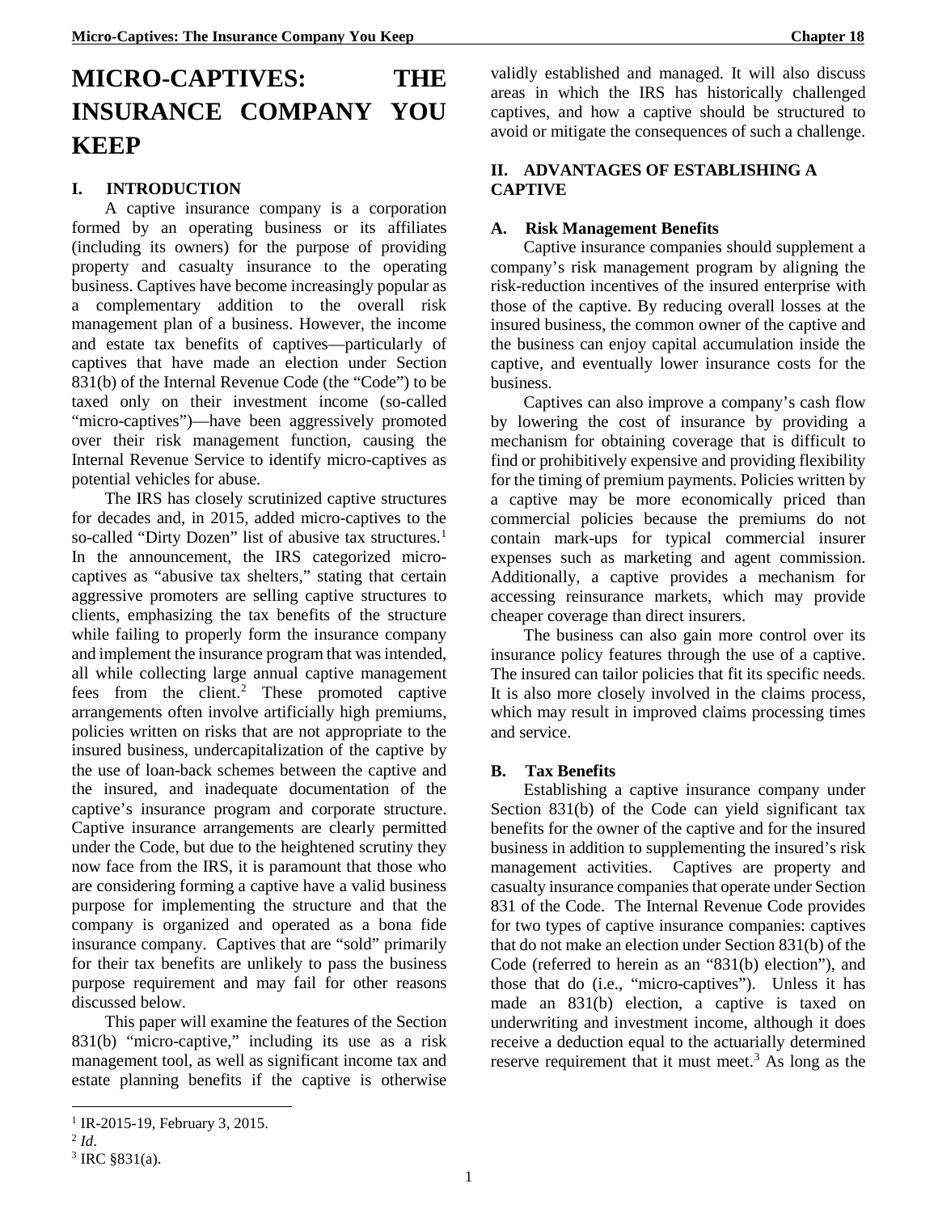# MICRO-CAPTIVES: THE INSURANCE COMPANY YOU KEEP

## I. INTRODUCTION

A captive insurance company is a corporation formed by an operating business or its affiliates (including its owners) for the purpose of providing property and casualty insurance to the operating business. Captives have become increasingly popular as a complementary addition to the overall risk management plan of a business. However, the income and estate tax benefits of captives—particularly of captives that have made an election under Section 831(b) of the Internal Revenue Code (the "Code") to be taxed only on their investment income (so-called "micro-captives")—have been aggressively promoted over their risk management function, causing the Internal Revenue Service to identify micro-captives as potential vehicles for abuse.

The IRS has closely scrutinized captive structures for decades and, in 2015, added micro-captives to the so-called "Dirty Dozen" list of abusive tax structures.[1] In the announcement, the IRS categorized micro-captives as "abusive tax shelters," stating that certain aggressive promoters are selling captive structures to clients, emphasizing the tax benefits of the structure while failing to properly form the insurance company and implement the insurance program that was intended, all while collecting large annual captive management fees from the client.[2] These promoted captive arrangements often involve artificially high premiums, policies written on risks that are not appropriate to the insured business, undercapitalization of the captive by the use of loan-back schemes between the captive and the insured, and inadequate documentation of the captive's insurance program and corporate structure. Captive insurance arrangements are clearly permitted under the Code, but due to the heightened scrutiny they now face from the IRS, it is paramount that those who are considering forming a captive have a valid business purpose for implementing the structure and that the company is organized and operated as a bona fide insurance company. Captives that are "sold" primarily for their tax benefits are unlikely to pass the business purpose requirement and may fail for other reasons discussed below.

This paper will examine the features of the Section 831(b) "micro-captive," including its use as a risk management tool, as well as significant income tax and estate planning benefits if the captive is otherwise validly established and managed. It will also discuss areas in which the IRS has historically challenged captives, and how a captive should be structured to avoid or mitigate the consequences of such a challenge.

## II. ADVANTAGES OF ESTABLISHING A CAPTIVE

### A. Risk Management Benefits

Captive insurance companies should supplement a company's risk management program by aligning the risk-reduction incentives of the insured enterprise with those of the captive. By reducing overall losses at the insured business, the common owner of the captive and the business can enjoy capital accumulation inside the captive, and eventually lower insurance costs for the business.

Captives can also improve a company's cash flow by lowering the cost of insurance by providing a mechanism for obtaining coverage that is difficult to find or prohibitively expensive and providing flexibility for the timing of premium payments. Policies written by a captive may be more economically priced than commercial policies because the premiums do not contain mark-ups for typical commercial insurer expenses such as marketing and agent commission. Additionally, a captive provides a mechanism for accessing reinsurance markets, which may provide cheaper coverage than direct insurers.

The business can also gain more control over its insurance policy features through the use of a captive. The insured can tailor policies that fit its specific needs. It is also more closely involved in the claims process, which may result in improved claims processing times and service.

### B. Tax Benefits

Establishing a captive insurance company under Section 831(b) of the Code can yield significant tax benefits for the owner of the captive and for the insured business in addition to supplementing the insured's risk management activities. Captives are property and casualty insurance companies that operate under Section 831 of the Code. The Internal Revenue Code provides for two types of captive insurance companies: captives that do not make an election under Section 831(b) of the Code (referred to herein as an "831(b) election"), and those that do (i.e., "micro-captives"). Unless it has made an 831(b) election, a captive is taxed on underwriting and investment income, although it does receive a deduction equal to the actuarially determined reserve requirement that it must meet.[3] As long as the

[1] IR-2015-19, February 3, 2015.

[2] *Id*.

[3] IRC §831(a).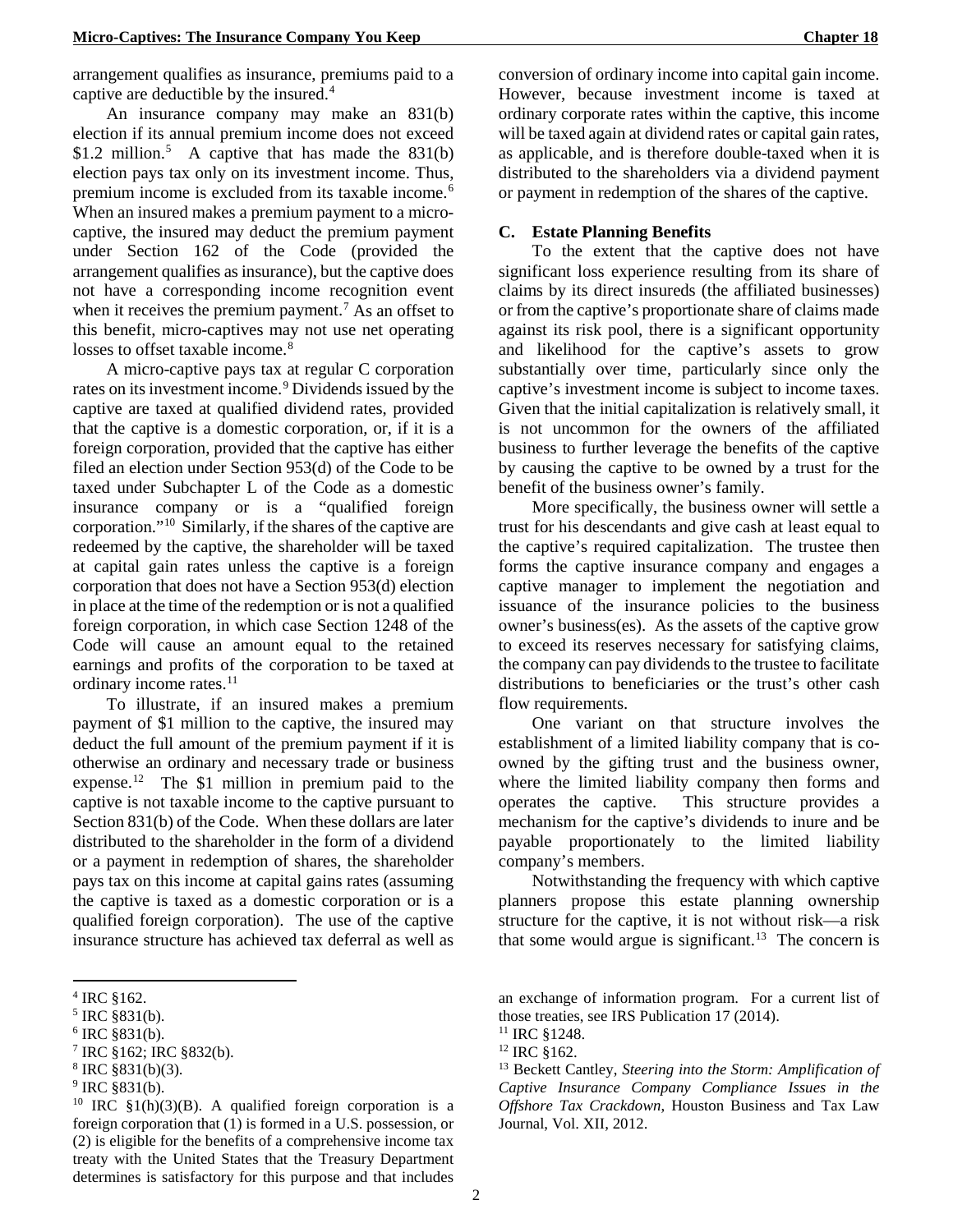arrangement qualifies as insurance, premiums paid to a captive are deductible by the insured.[4]

An insurance company may make an 831(b) election if its annual premium income does not exceed \$1.2 million.[5] A captive that has made the 831(b) election pays tax only on its investment income. Thus, premium income is excluded from its taxable income.[6] When an insured makes a premium payment to a micro-captive, the insured may deduct the premium payment under Section 162 of the Code (provided the arrangement qualifies as insurance), but the captive does not have a corresponding income recognition event when it receives the premium payment.[7] As an offset to this benefit, micro-captives may not use net operating losses to offset taxable income.[8]

A micro-captive pays tax at regular C corporation rates on its investment income.[9] Dividends issued by the captive are taxed at qualified dividend rates, provided that the captive is a domestic corporation, or, if it is a foreign corporation, provided that the captive has either filed an election under Section 953(d) of the Code to be taxed under Subchapter L of the Code as a domestic insurance company or is a "qualified foreign corporation."[10] Similarly, if the shares of the captive are redeemed by the captive, the shareholder will be taxed at capital gain rates unless the captive is a foreign corporation that does not have a Section 953(d) election in place at the time of the redemption or is not a qualified foreign corporation, in which case Section 1248 of the Code will cause an amount equal to the retained earnings and profits of the corporation to be taxed at ordinary income rates.[11]

To illustrate, if an insured makes a premium payment of \$1 million to the captive, the insured may deduct the full amount of the premium payment if it is otherwise an ordinary and necessary trade or business expense.[12] The \$1 million in premium paid to the captive is not taxable income to the captive pursuant to Section 831(b) of the Code. When these dollars are later distributed to the shareholder in the form of a dividend or a payment in redemption of shares, the shareholder pays tax on this income at capital gains rates (assuming the captive is taxed as a domestic corporation or is a qualified foreign corporation). The use of the captive insurance structure has achieved tax deferral as well as conversion of ordinary income into capital gain income. However, because investment income is taxed at ordinary corporate rates within the captive, this income will be taxed again at dividend rates or capital gain rates, as applicable, and is therefore double-taxed when it is distributed to the shareholders via a dividend payment or payment in redemption of the shares of the captive.

### C. Estate Planning Benefits

To the extent that the captive does not have significant loss experience resulting from its share of claims by its direct insureds (the affiliated businesses) or from the captive's proportionate share of claims made against its risk pool, there is a significant opportunity and likelihood for the captive's assets to grow substantially over time, particularly since only the captive's investment income is subject to income taxes. Given that the initial capitalization is relatively small, it is not uncommon for the owners of the affiliated business to further leverage the benefits of the captive by causing the captive to be owned by a trust for the benefit of the business owner's family.

More specifically, the business owner will settle a trust for his descendants and give cash at least equal to the captive's required capitalization. The trustee then forms the captive insurance company and engages a captive manager to implement the negotiation and issuance of the insurance policies to the business owner's business(es). As the assets of the captive grow to exceed its reserves necessary for satisfying claims, the company can pay dividends to the trustee to facilitate distributions to beneficiaries or the trust's other cash flow requirements.

One variant on that structure involves the establishment of a limited liability company that is co-owned by the gifting trust and the business owner, where the limited liability company then forms and operates the captive. This structure provides a mechanism for the captive's dividends to inure and be payable proportionately to the limited liability company's members.

Notwithstanding the frequency with which captive planners propose this estate planning ownership structure for the captive, it is not without risk—a risk that some would argue is significant.[13] The concern is

---

[4] IRC §162.

[5] IRC §831(b).

[6] IRC §831(b).

[7] IRC §162; IRC §832(b).

[8] IRC §831(b)(3).

[9] IRC §831(b).

[10] IRC §1(h)(3)(B). A qualified foreign corporation is a foreign corporation that (1) is formed in a U.S. possession, or (2) is eligible for the benefits of a comprehensive income tax treaty with the United States that the Treasury Department determines is satisfactory for this purpose and that includes an exchange of information program. For a current list of those treaties, see IRS Publication 17 (2014).

[11] IRC §1248.

[12] IRC §162.

[13] Beckett Cantley, *Steering into the Storm: Amplification of Captive Insurance Company Compliance Issues in the Offshore Tax Crackdown*, Houston Business and Tax Law Journal, Vol. XII, 2012.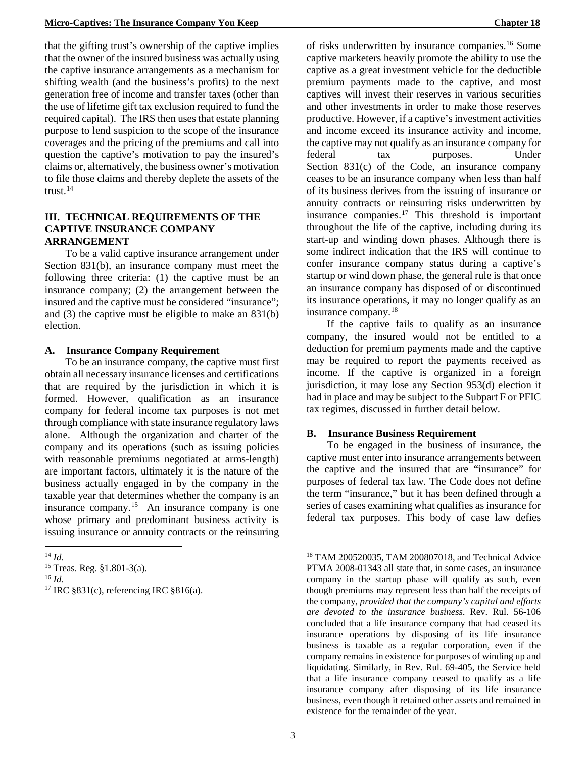that the gifting trust's ownership of the captive implies that the owner of the insured business was actually using the captive insurance arrangements as a mechanism for shifting wealth (and the business's profits) to the next generation free of income and transfer taxes (other than the use of lifetime gift tax exclusion required to fund the required capital). The IRS then uses that estate planning purpose to lend suspicion to the scope of the insurance coverages and the pricing of the premiums and call into question the captive's motivation to pay the insured's claims or, alternatively, the business owner's motivation to file those claims and thereby deplete the assets of the trust.[14]

## III. TECHNICAL REQUIREMENTS OF THE CAPTIVE INSURANCE COMPANY ARRANGEMENT

To be a valid captive insurance arrangement under Section 831(b), an insurance company must meet the following three criteria: (1) the captive must be an insurance company; (2) the arrangement between the insured and the captive must be considered "insurance"; and (3) the captive must be eligible to make an 831(b) election.

### A. Insurance Company Requirement

To be an insurance company, the captive must first obtain all necessary insurance licenses and certifications that are required by the jurisdiction in which it is formed. However, qualification as an insurance company for federal income tax purposes is not met through compliance with state insurance regulatory laws alone. Although the organization and charter of the company and its operations (such as issuing policies with reasonable premiums negotiated at arms-length) are important factors, ultimately it is the nature of the business actually engaged in by the company in the taxable year that determines whether the company is an insurance company.[15] An insurance company is one whose primary and predominant business activity is issuing insurance or annuity contracts or the reinsuring of risks underwritten by insurance companies.[16] Some captive marketers heavily promote the ability to use the captive as a great investment vehicle for the deductible premium payments made to the captive, and most captives will invest their reserves in various securities and other investments in order to make those reserves productive. However, if a captive's investment activities and income exceed its insurance activity and income, the captive may not qualify as an insurance company for federal tax purposes. Under Section 831(c) of the Code, an insurance company ceases to be an insurance company when less than half of its business derives from the issuing of insurance or annuity contracts or reinsuring risks underwritten by insurance companies.[17] This threshold is important throughout the life of the captive, including during its start-up and winding down phases. Although there is some indirect indication that the IRS will continue to confer insurance company status during a captive's startup or wind down phase, the general rule is that once an insurance company has disposed of or discontinued its insurance operations, it may no longer qualify as an insurance company.[18]

If the captive fails to qualify as an insurance company, the insured would not be entitled to a deduction for premium payments made and the captive may be required to report the payments received as income. If the captive is organized in a foreign jurisdiction, it may lose any Section 953(d) election it had in place and may be subject to the Subpart F or PFIC tax regimes, discussed in further detail below.

### B. Insurance Business Requirement

To be engaged in the business of insurance, the captive must enter into insurance arrangements between the captive and the insured that are "insurance" for purposes of federal tax law. The Code does not define the term "insurance," but it has been defined through a series of cases examining what qualifies as insurance for federal tax purposes. This body of case law defies

---

[14] *Id*.

[15] Treas. Reg. §1.801-3(a).

[16] *Id*.

[17] IRC §831(c), referencing IRC §816(a).

[18] TAM 200520035, TAM 200807018, and Technical Advice PTMA 2008-01343 all state that, in some cases, an insurance company in the startup phase will qualify as such, even though premiums may represent less than half the receipts of the company, *provided that the company's capital and efforts are devoted to the insurance business*. Rev. Rul. 56-106 concluded that a life insurance company that had ceased its insurance operations by disposing of its life insurance business is taxable as a regular corporation, even if the company remains in existence for purposes of winding up and liquidating. Similarly, in Rev. Rul. 69-405, the Service held that a life insurance company ceased to qualify as a life insurance company after disposing of its life insurance business, even though it retained other assets and remained in existence for the remainder of the year.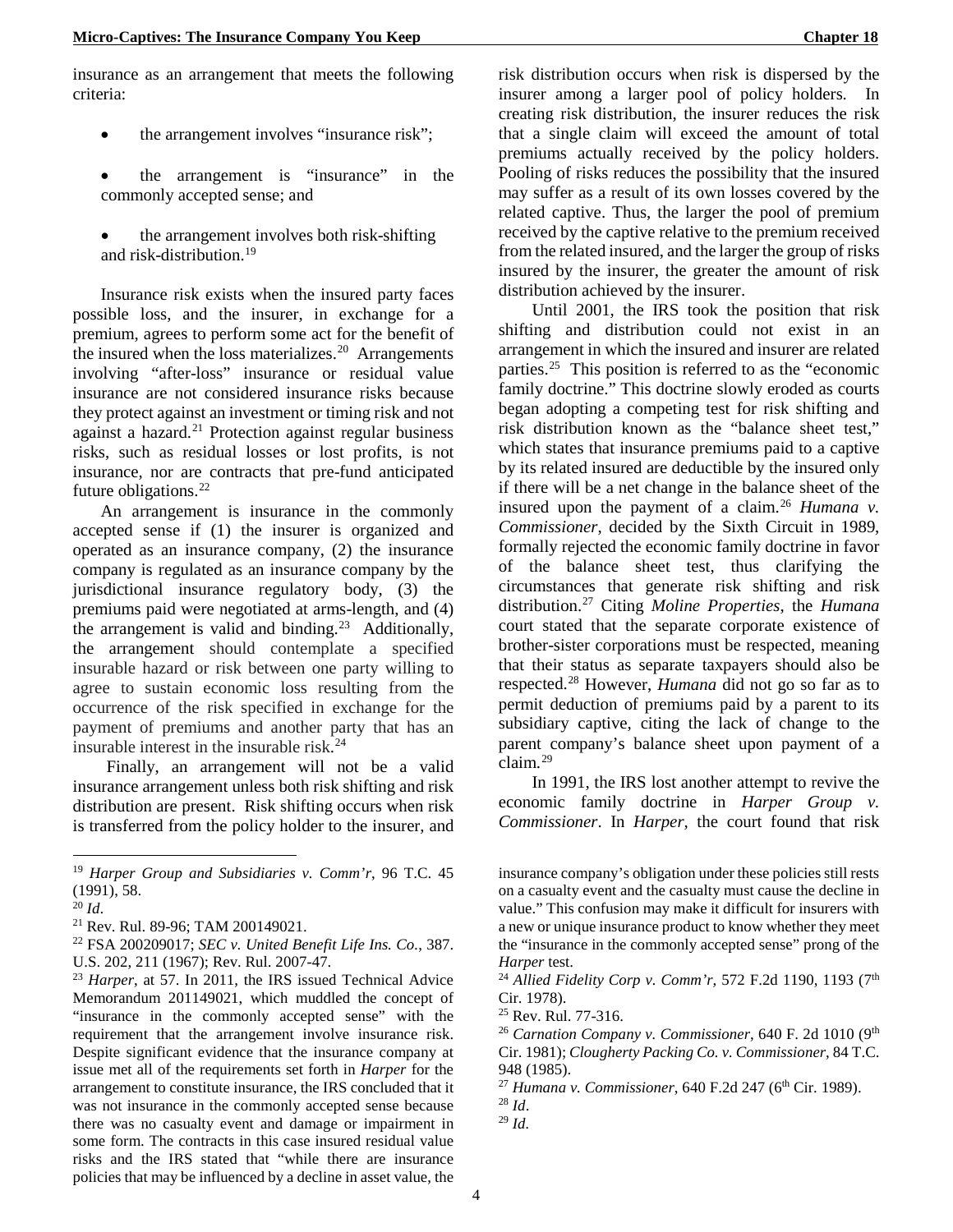insurance as an arrangement that meets the following criteria:

- the arrangement involves "insurance risk";
- the arrangement is "insurance" in the commonly accepted sense; and
- the arrangement involves both risk-shifting and risk-distribution.[19]

Insurance risk exists when the insured party faces possible loss, and the insurer, in exchange for a premium, agrees to perform some act for the benefit of the insured when the loss materializes.[20] Arrangements involving "after-loss" insurance or residual value insurance are not considered insurance risks because they protect against an investment or timing risk and not against a hazard.[21] Protection against regular business risks, such as residual losses or lost profits, is not insurance, nor are contracts that pre-fund anticipated future obligations.[22]

An arrangement is insurance in the commonly accepted sense if (1) the insurer is organized and operated as an insurance company, (2) the insurance company is regulated as an insurance company by the jurisdictional insurance regulatory body, (3) the premiums paid were negotiated at arms-length, and (4) the arrangement is valid and binding.[23] Additionally, the arrangement should contemplate a specified insurable hazard or risk between one party willing to agree to sustain economic loss resulting from the occurrence of the risk specified in exchange for the payment of premiums and another party that has an insurable interest in the insurable risk.[24]

Finally, an arrangement will not be a valid insurance arrangement unless both risk shifting and risk distribution are present. Risk shifting occurs when risk is transferred from the policy holder to the insurer, and risk distribution occurs when risk is dispersed by the insurer among a larger pool of policy holders. In creating risk distribution, the insurer reduces the risk that a single claim will exceed the amount of total premiums actually received by the policy holders. Pooling of risks reduces the possibility that the insured may suffer as a result of its own losses covered by the related captive. Thus, the larger the pool of premium received by the captive relative to the premium received from the related insured, and the larger the group of risks insured by the insurer, the greater the amount of risk distribution achieved by the insurer.

Until 2001, the IRS took the position that risk shifting and distribution could not exist in an arrangement in which the insured and insurer are related parties.[25] This position is referred to as the "economic family doctrine." This doctrine slowly eroded as courts began adopting a competing test for risk shifting and risk distribution known as the "balance sheet test," which states that insurance premiums paid to a captive by its related insured are deductible by the insured only if there will be a net change in the balance sheet of the insured upon the payment of a claim.[26] *Humana v. Commissioner*, decided by the Sixth Circuit in 1989, formally rejected the economic family doctrine in favor of the balance sheet test, thus clarifying the circumstances that generate risk shifting and risk distribution.[27] Citing *Moline Properties*, the *Humana* court stated that the separate corporate existence of brother-sister corporations must be respected, meaning that their status as separate taxpayers should also be respected.[28] However, *Humana* did not go so far as to permit deduction of premiums paid by a parent to its subsidiary captive, citing the lack of change to the parent company's balance sheet upon payment of a claim.[29]

In 1991, the IRS lost another attempt to revive the economic family doctrine in *Harper Group v. Commissioner*. In *Harper*, the court found that risk

---

[19] *Harper Group and Subsidiaries v. Comm'r*, 96 T.C. 45 (1991), 58.

[20] *Id*.

[21] Rev. Rul. 89-96; TAM 200149021.

[22] FSA 200209017; *SEC v. United Benefit Life Ins. Co.*, 387. U.S. 202, 211 (1967); Rev. Rul. 2007-47.

[23] *Harper*, at 57. In 2011, the IRS issued Technical Advice Memorandum 201149021, which muddled the concept of "insurance in the commonly accepted sense" with the requirement that the arrangement involve insurance risk. Despite significant evidence that the insurance company at issue met all of the requirements set forth in *Harper* for the arrangement to constitute insurance, the IRS concluded that it was not insurance in the commonly accepted sense because there was no casualty event and damage or impairment in some form. The contracts in this case insured residual value risks and the IRS stated that "while there are insurance policies that may be influenced by a decline in asset value, the insurance company's obligation under these policies still rests on a casualty event and the casualty must cause the decline in value." This confusion may make it difficult for insurers with a new or unique insurance product to know whether they meet the "insurance in the commonly accepted sense" prong of the *Harper* test.

[24] *Allied Fidelity Corp v. Comm'r*, 572 F.2d 1190, 1193 (7th Cir. 1978).

[25] Rev. Rul. 77-316.

[26] *Carnation Company v. Commissioner*, 640 F. 2d 1010 (9th Cir. 1981); *Clougherty Packing Co. v. Commissioner*, 84 T.C. 948 (1985).

[27] *Humana v. Commissioner*, 640 F.2d 247 (6th Cir. 1989).

[28] *Id*.

[29] *Id.*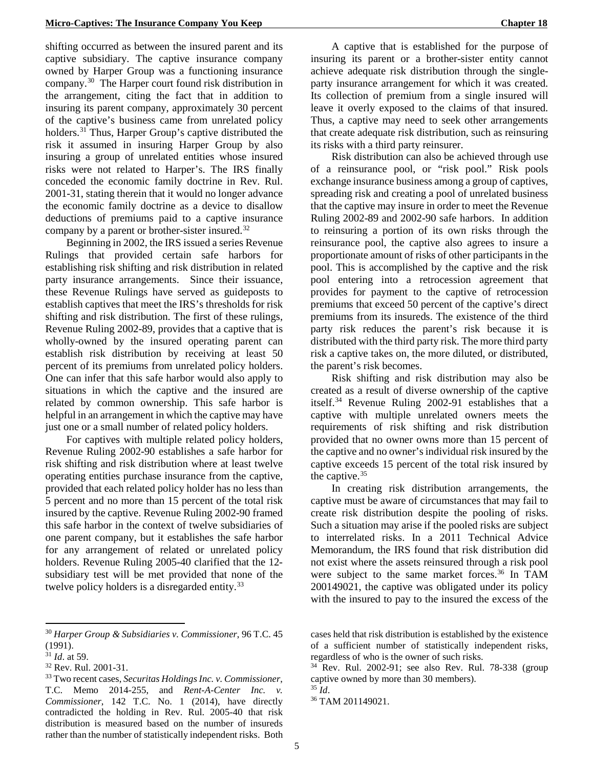shifting occurred as between the insured parent and its captive subsidiary. The captive insurance company owned by Harper Group was a functioning insurance company.[30] The Harper court found risk distribution in the arrangement, citing the fact that in addition to insuring its parent company, approximately 30 percent of the captive's business came from unrelated policy holders.[31] Thus, Harper Group's captive distributed the risk it assumed in insuring Harper Group by also insuring a group of unrelated entities whose insured risks were not related to Harper's. The IRS finally conceded the economic family doctrine in Rev. Rul. 2001-31, stating therein that it would no longer advance the economic family doctrine as a device to disallow deductions of premiums paid to a captive insurance company by a parent or brother-sister insured.[32]

Beginning in 2002, the IRS issued a series Revenue Rulings that provided certain safe harbors for establishing risk shifting and risk distribution in related party insurance arrangements. Since their issuance, these Revenue Rulings have served as guideposts to establish captives that meet the IRS's thresholds for risk shifting and risk distribution. The first of these rulings, Revenue Ruling 2002-89, provides that a captive that is wholly-owned by the insured operating parent can establish risk distribution by receiving at least 50 percent of its premiums from unrelated policy holders. One can infer that this safe harbor would also apply to situations in which the captive and the insured are related by common ownership. This safe harbor is helpful in an arrangement in which the captive may have just one or a small number of related policy holders.

For captives with multiple related policy holders, Revenue Ruling 2002-90 establishes a safe harbor for risk shifting and risk distribution where at least twelve operating entities purchase insurance from the captive, provided that each related policy holder has no less than 5 percent and no more than 15 percent of the total risk insured by the captive. Revenue Ruling 2002-90 framed this safe harbor in the context of twelve subsidiaries of one parent company, but it establishes the safe harbor for any arrangement of related or unrelated policy holders. Revenue Ruling 2005-40 clarified that the 12-subsidiary test will be met provided that none of the twelve policy holders is a disregarded entity.[33]

A captive that is established for the purpose of insuring its parent or a brother-sister entity cannot achieve adequate risk distribution through the single-party insurance arrangement for which it was created. Its collection of premium from a single insured will leave it overly exposed to the claims of that insured. Thus, a captive may need to seek other arrangements that create adequate risk distribution, such as reinsuring its risks with a third party reinsurer.

Risk distribution can also be achieved through use of a reinsurance pool, or "risk pool." Risk pools exchange insurance business among a group of captives, spreading risk and creating a pool of unrelated business that the captive may insure in order to meet the Revenue Ruling 2002-89 and 2002-90 safe harbors. In addition to reinsuring a portion of its own risks through the reinsurance pool, the captive also agrees to insure a proportionate amount of risks of other participants in the pool. This is accomplished by the captive and the risk pool entering into a retrocession agreement that provides for payment to the captive of retrocession premiums that exceed 50 percent of the captive's direct premiums from its insureds. The existence of the third party risk reduces the parent's risk because it is distributed with the third party risk. The more third party risk a captive takes on, the more diluted, or distributed, the parent's risk becomes.

Risk shifting and risk distribution may also be created as a result of diverse ownership of the captive itself.[34] Revenue Ruling 2002-91 establishes that a captive with multiple unrelated owners meets the requirements of risk shifting and risk distribution provided that no owner owns more than 15 percent of the captive and no owner's individual risk insured by the captive exceeds 15 percent of the total risk insured by the captive.[35]

In creating risk distribution arrangements, the captive must be aware of circumstances that may fail to create risk distribution despite the pooling of risks. Such a situation may arise if the pooled risks are subject to interrelated risks. In a 2011 Technical Advice Memorandum, the IRS found that risk distribution did not exist where the assets reinsured through a risk pool were subject to the same market forces.[36] In TAM 200149021, the captive was obligated under its policy with the insured to pay to the insured the excess of the

---

[30] *Harper Group & Subsidiaries v. Commissioner*, 96 T.C. 45 (1991).

[31] *Id*. at 59.

[32] Rev. Rul. 2001-31.

[33] Two recent cases, *Securitas Holdings Inc. v. Commissioner*, T.C. Memo 2014-255, and *Rent-A-Center Inc. v. Commissioner*, 142 T.C. No. 1 (2014), have directly contradicted the holding in Rev. Rul. 2005-40 that risk distribution is measured based on the number of insureds rather than the number of statistically independent risks. Both cases held that risk distribution is established by the existence of a sufficient number of statistically independent risks, regardless of who is the owner of such risks.

[34] Rev. Rul. 2002-91; see also Rev. Rul. 78-338 (group captive owned by more than 30 members).

[35] *Id*.

[36] TAM 201149021.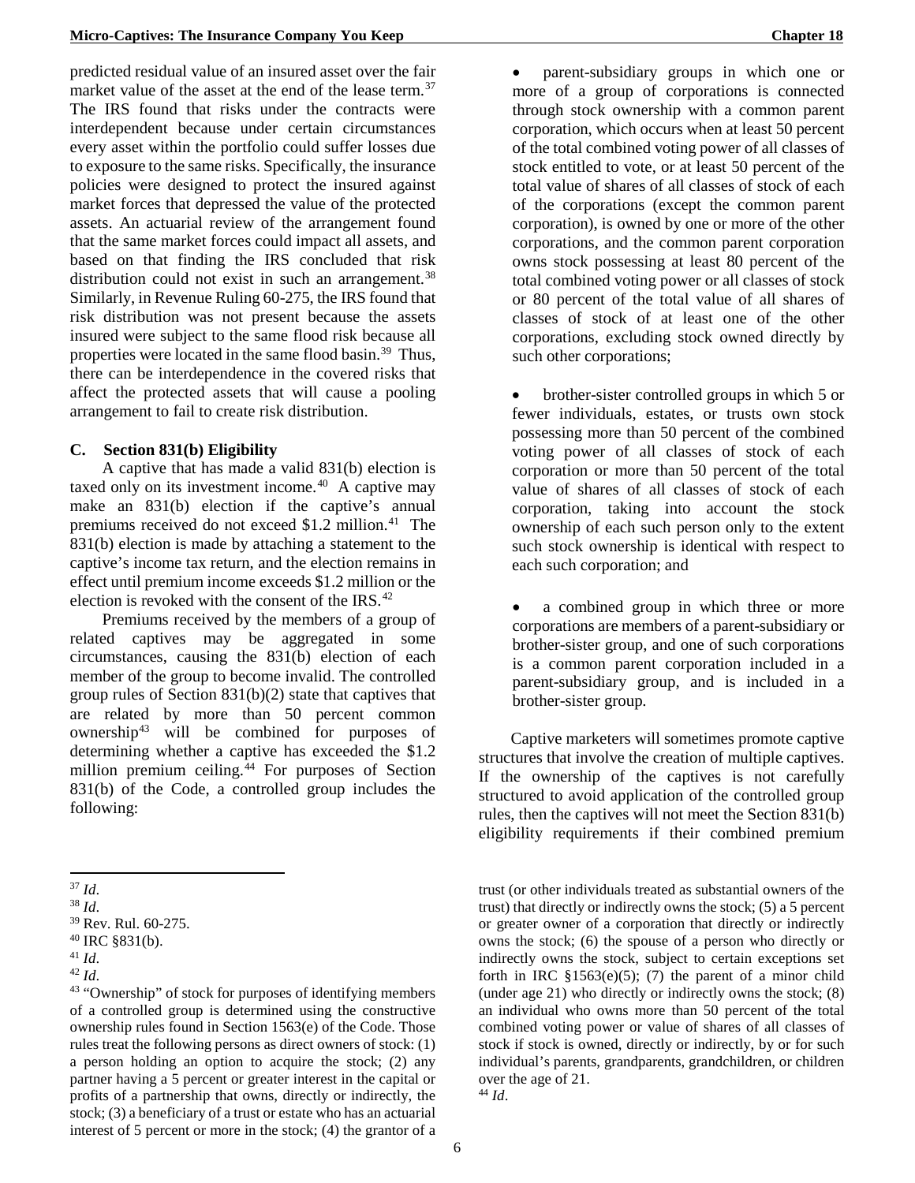predicted residual value of an insured asset over the fair market value of the asset at the end of the lease term.[37] The IRS found that risks under the contracts were interdependent because under certain circumstances every asset within the portfolio could suffer losses due to exposure to the same risks. Specifically, the insurance policies were designed to protect the insured against market forces that depressed the value of the protected assets. An actuarial review of the arrangement found that the same market forces could impact all assets, and based on that finding the IRS concluded that risk distribution could not exist in such an arrangement.[38] Similarly, in Revenue Ruling 60-275, the IRS found that risk distribution was not present because the assets insured were subject to the same flood risk because all properties were located in the same flood basin.[39] Thus, there can be interdependence in the covered risks that affect the protected assets that will cause a pooling arrangement to fail to create risk distribution.

### C. Section 831(b) Eligibility

A captive that has made a valid 831(b) election is taxed only on its investment income.[40] A captive may make an 831(b) election if the captive's annual premiums received do not exceed $1.2 million.[41] The 831(b) election is made by attaching a statement to the captive's income tax return, and the election remains in effect until premium income exceeds $1.2 million or the election is revoked with the consent of the IRS.[42]

Premiums received by the members of a group of related captives may be aggregated in some circumstances, causing the 831(b) election of each member of the group to become invalid. The controlled group rules of Section 831(b)(2) state that captives that are related by more than 50 percent common ownership[43] will be combined for purposes of determining whether a captive has exceeded the $1.2 million premium ceiling.[44] For purposes of Section 831(b) of the Code, a controlled group includes the following:

- parent-subsidiary groups in which one or more of a group of corporations is connected through stock ownership with a common parent corporation, which occurs when at least 50 percent of the total combined voting power of all classes of stock entitled to vote, or at least 50 percent of the total value of shares of all classes of stock of each of the corporations (except the common parent corporation), is owned by one or more of the other corporations, and the common parent corporation owns stock possessing at least 80 percent of the total combined voting power or all classes of stock or 80 percent of the total value of all shares of classes of stock of at least one of the other corporations, excluding stock owned directly by such other corporations;

- brother-sister controlled groups in which 5 or fewer individuals, estates, or trusts own stock possessing more than 50 percent of the combined voting power of all classes of stock of each corporation or more than 50 percent of the total value of shares of all classes of stock of each corporation, taking into account the stock ownership of each such person only to the extent such stock ownership is identical with respect to each such corporation; and

- a combined group in which three or more corporations are members of a parent-subsidiary or brother-sister group, and one of such corporations is a common parent corporation included in a parent-subsidiary group, and is included in a brother-sister group.

Captive marketers will sometimes promote captive structures that involve the creation of multiple captives. If the ownership of the captives is not carefully structured to avoid application of the controlled group rules, then the captives will not meet the Section 831(b) eligibility requirements if their combined premium

---

[37] *Id*.

[38] *Id*.

[39] Rev. Rul. 60-275.

[40] IRC §831(b).

[41] *Id*.

[42] *Id*.

[43] "Ownership" of stock for purposes of identifying members of a controlled group is determined using the constructive ownership rules found in Section 1563(e) of the Code. Those rules treat the following persons as direct owners of stock: (1) a person holding an option to acquire the stock; (2) any partner having a 5 percent or greater interest in the capital or profits of a partnership that owns, directly or indirectly, the stock; (3) a beneficiary of a trust or estate who has an actuarial interest of 5 percent or more in the stock; (4) the grantor of a trust (or other individuals treated as substantial owners of the trust) that directly or indirectly owns the stock; (5) a 5 percent or greater owner of a corporation that directly or indirectly owns the stock; (6) the spouse of a person who directly or indirectly owns the stock, subject to certain exceptions set forth in IRC §1563(e)(5); (7) the parent of a minor child (under age 21) who directly or indirectly owns the stock; (8) an individual who owns more than 50 percent of the total combined voting power or value of shares of all classes of stock if stock is owned, directly or indirectly, by or for such individual's parents, grandparents, grandchildren, or children over the age of 21.

[44] *Id*.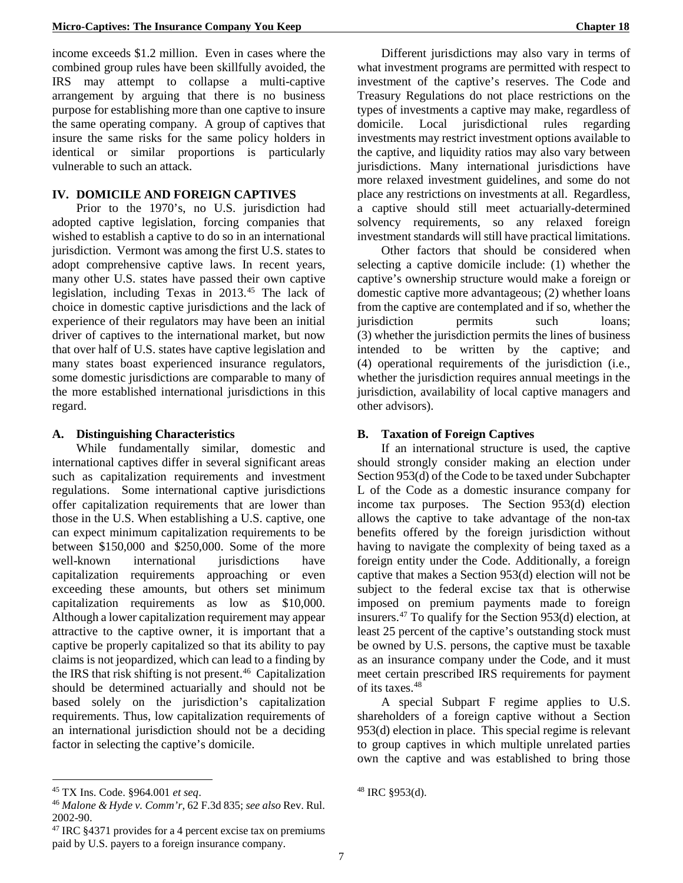income exceeds $1.2 million. Even in cases where the combined group rules have been skillfully avoided, the IRS may attempt to collapse a multi-captive arrangement by arguing that there is no business purpose for establishing more than one captive to insure the same operating company. A group of captives that insure the same risks for the same policy holders in identical or similar proportions is particularly vulnerable to such an attack.

## IV. DOMICILE AND FOREIGN CAPTIVES

Prior to the 1970's, no U.S. jurisdiction had adopted captive legislation, forcing companies that wished to establish a captive to do so in an international jurisdiction. Vermont was among the first U.S. states to adopt comprehensive captive laws. In recent years, many other U.S. states have passed their own captive legislation, including Texas in 2013.[45] The lack of choice in domestic captive jurisdictions and the lack of experience of their regulators may have been an initial driver of captives to the international market, but now that over half of U.S. states have captive legislation and many states boast experienced insurance regulators, some domestic jurisdictions are comparable to many of the more established international jurisdictions in this regard.

### A. Distinguishing Characteristics

While fundamentally similar, domestic and international captives differ in several significant areas such as capitalization requirements and investment regulations. Some international captive jurisdictions offer capitalization requirements that are lower than those in the U.S. When establishing a U.S. captive, one can expect minimum capitalization requirements to be between $150,000 and $250,000. Some of the more well-known international jurisdictions have capitalization requirements approaching or even exceeding these amounts, but others set minimum capitalization requirements as low as $10,000. Although a lower capitalization requirement may appear attractive to the captive owner, it is important that a captive be properly capitalized so that its ability to pay claims is not jeopardized, which can lead to a finding by the IRS that risk shifting is not present.[46] Capitalization should be determined actuarially and should not be based solely on the jurisdiction's capitalization requirements. Thus, low capitalization requirements of an international jurisdiction should not be a deciding factor in selecting the captive's domicile.

Different jurisdictions may also vary in terms of what investment programs are permitted with respect to investment of the captive's reserves. The Code and Treasury Regulations do not place restrictions on the types of investments a captive may make, regardless of domicile. Local jurisdictional rules regarding investments may restrict investment options available to the captive, and liquidity ratios may also vary between jurisdictions. Many international jurisdictions have more relaxed investment guidelines, and some do not place any restrictions on investments at all. Regardless, a captive should still meet actuarially-determined solvency requirements, so any relaxed foreign investment standards will still have practical limitations.

Other factors that should be considered when selecting a captive domicile include: (1) whether the captive's ownership structure would make a foreign or domestic captive more advantageous; (2) whether loans from the captive are contemplated and if so, whether the jurisdiction permits such loans; (3) whether the jurisdiction permits the lines of business intended to be written by the captive; and (4) operational requirements of the jurisdiction (i.e., whether the jurisdiction requires annual meetings in the jurisdiction, availability of local captive managers and other advisors).

### B. Taxation of Foreign Captives

If an international structure is used, the captive should strongly consider making an election under Section 953(d) of the Code to be taxed under Subchapter L of the Code as a domestic insurance company for income tax purposes. The Section 953(d) election allows the captive to take advantage of the non-tax benefits offered by the foreign jurisdiction without having to navigate the complexity of being taxed as a foreign entity under the Code. Additionally, a foreign captive that makes a Section 953(d) election will not be subject to the federal excise tax that is otherwise imposed on premium payments made to foreign insurers.[47] To qualify for the Section 953(d) election, at least 25 percent of the captive's outstanding stock must be owned by U.S. persons, the captive must be taxable as an insurance company under the Code, and it must meet certain prescribed IRS requirements for payment of its taxes.[48]

A special Subpart F regime applies to U.S. shareholders of a foreign captive without a Section 953(d) election in place. This special regime is relevant to group captives in which multiple unrelated parties own the captive and was established to bring those

---

[45] TX Ins. Code. §964.001 *et seq*.

[46] *Malone & Hyde v. Comm'r*, 62 F.3d 835; *see also* Rev. Rul. 2002-90.

[47] IRC §4371 provides for a 4 percent excise tax on premiums paid by U.S. payers to a foreign insurance company.

[48] IRC §953(d).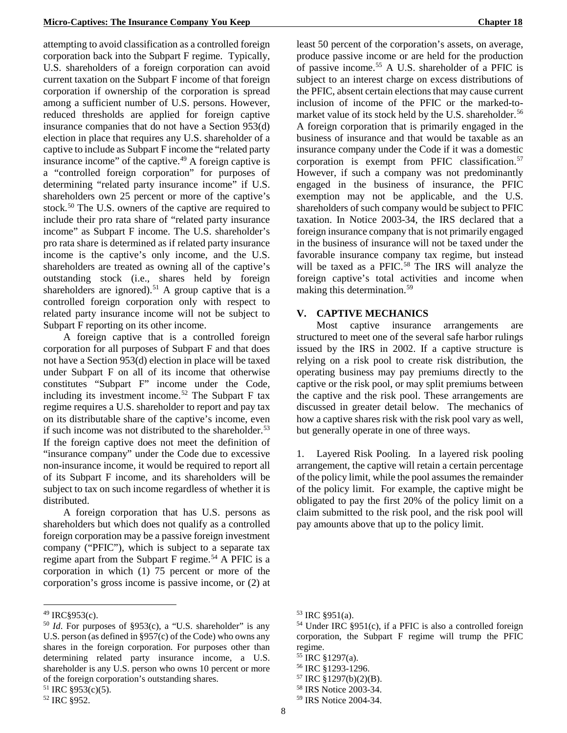attempting to avoid classification as a controlled foreign corporation back into the Subpart F regime. Typically, U.S. shareholders of a foreign corporation can avoid current taxation on the Subpart F income of that foreign corporation if ownership of the corporation is spread among a sufficient number of U.S. persons. However, reduced thresholds are applied for foreign captive insurance companies that do not have a Section 953(d) election in place that requires any U.S. shareholder of a captive to include as Subpart F income the "related party insurance income" of the captive.[49] A foreign captive is a "controlled foreign corporation" for purposes of determining "related party insurance income" if U.S. shareholders own 25 percent or more of the captive's stock.[50] The U.S. owners of the captive are required to include their pro rata share of "related party insurance income" as Subpart F income. The U.S. shareholder's pro rata share is determined as if related party insurance income is the captive's only income, and the U.S. shareholders are treated as owning all of the captive's outstanding stock (i.e., shares held by foreign shareholders are ignored).[51] A group captive that is a controlled foreign corporation only with respect to related party insurance income will not be subject to Subpart F reporting on its other income.

A foreign captive that is a controlled foreign corporation for all purposes of Subpart F and that does not have a Section 953(d) election in place will be taxed under Subpart F on all of its income that otherwise constitutes "Subpart F" income under the Code, including its investment income.[52] The Subpart F tax regime requires a U.S. shareholder to report and pay tax on its distributable share of the captive's income, even if such income was not distributed to the shareholder.[53] If the foreign captive does not meet the definition of "insurance company" under the Code due to excessive non-insurance income, it would be required to report all of its Subpart F income, and its shareholders will be subject to tax on such income regardless of whether it is distributed.

A foreign corporation that has U.S. persons as shareholders but which does not qualify as a controlled foreign corporation may be a passive foreign investment company ("PFIC"), which is subject to a separate tax regime apart from the Subpart F regime.[54] A PFIC is a corporation in which (1) 75 percent or more of the corporation's gross income is passive income, or (2) at least 50 percent of the corporation's assets, on average, produce passive income or are held for the production of passive income.[55] A U.S. shareholder of a PFIC is subject to an interest charge on excess distributions of the PFIC, absent certain elections that may cause current inclusion of income of the PFIC or the marked-to-market value of its stock held by the U.S. shareholder.[56] A foreign corporation that is primarily engaged in the business of insurance and that would be taxable as an insurance company under the Code if it was a domestic corporation is exempt from PFIC classification.[57] However, if such a company was not predominantly engaged in the business of insurance, the PFIC exemption may not be applicable, and the U.S. shareholders of such company would be subject to PFIC taxation. In Notice 2003-34, the IRS declared that a foreign insurance company that is not primarily engaged in the business of insurance will not be taxed under the favorable insurance company tax regime, but instead will be taxed as a PFIC.[58] The IRS will analyze the foreign captive's total activities and income when making this determination.[59]

## V. CAPTIVE MECHANICS

Most captive insurance arrangements are structured to meet one of the several safe harbor rulings issued by the IRS in 2002. If a captive structure is relying on a risk pool to create risk distribution, the operating business may pay premiums directly to the captive or the risk pool, or may split premiums between the captive and the risk pool. These arrangements are discussed in greater detail below. The mechanics of how a captive shares risk with the risk pool vary as well, but generally operate in one of three ways.

1. Layered Risk Pooling. In a layered risk pooling arrangement, the captive will retain a certain percentage of the policy limit, while the pool assumes the remainder of the policy limit. For example, the captive might be obligated to pay the first 20% of the policy limit on a claim submitted to the risk pool, and the risk pool will pay amounts above that up to the policy limit.

---

[49] IRC§953(c).

[50] *Id*. For purposes of §953(c), a "U.S. shareholder" is any U.S. person (as defined in §957(c) of the Code) who owns any shares in the foreign corporation. For purposes other than determining related party insurance income, a U.S. shareholder is any U.S. person who owns 10 percent or more of the foreign corporation's outstanding shares.

[51] IRC §953(c)(5).

[52] IRC §952.

[53] IRC §951(a).

[54] Under IRC §951(c), if a PFIC is also a controlled foreign corporation, the Subpart F regime will trump the PFIC regime.

[55] IRC §1297(a).

[56] IRC §1293-1296.

[57] IRC §1297(b)(2)(B).

[58] IRS Notice 2003-34.

[59] IRS Notice 2004-34.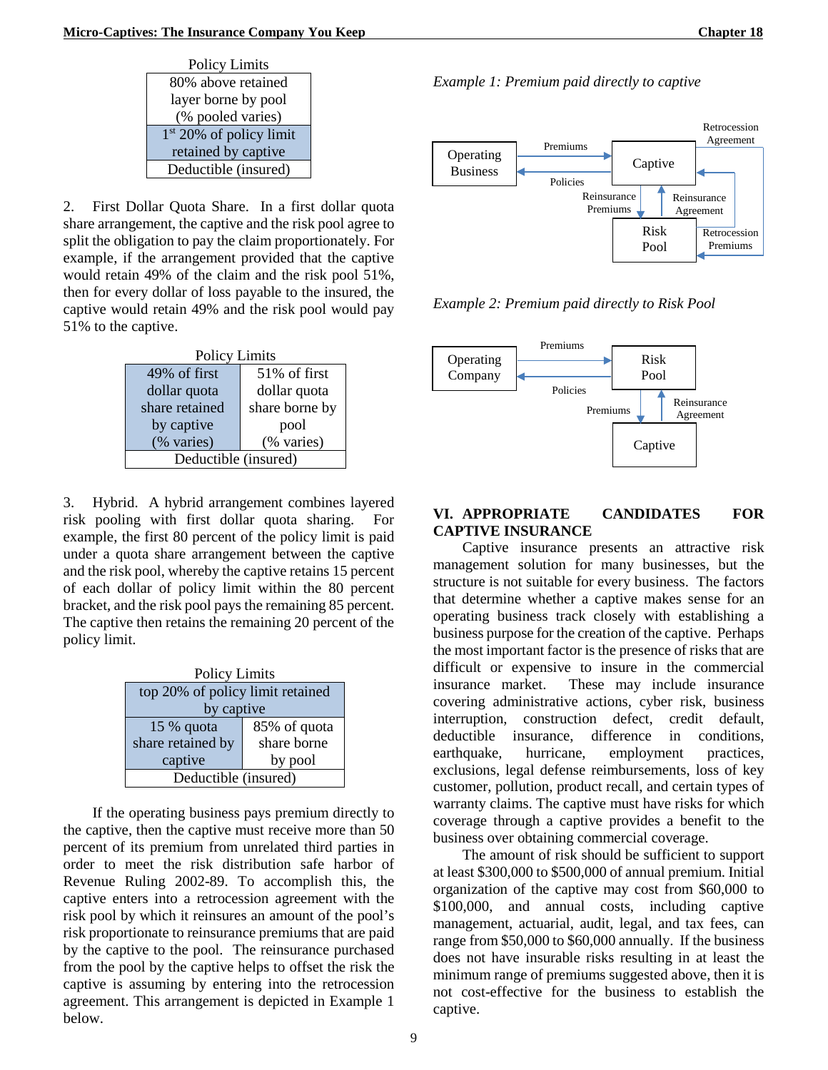Policy Limits

| 80% above retained layer borne by pool (% pooled varies) |
|---|
| 1st 20% of policy limit retained by captive |
| Deductible (insured) |

2. First Dollar Quota Share. In a first dollar quota share arrangement, the captive and the risk pool agree to split the obligation to pay the claim proportionately. For example, if the arrangement provided that the captive would retain 49% of the claim and the risk pool 51%, then for every dollar of loss payable to the insured, the captive would retain 49% and the risk pool would pay 51% to the captive.

Policy Limits

| 49% of first dollar quota share retained by captive (% varies) | 51% of first dollar quota share borne by pool (% varies) |
|---|---|
| Deductible (insured) | |

3. Hybrid. A hybrid arrangement combines layered risk pooling with first dollar quota sharing. For example, the first 80 percent of the policy limit is paid under a quota share arrangement between the captive and the risk pool, whereby the captive retains 15 percent of each dollar of policy limit within the 80 percent bracket, and the risk pool pays the remaining 85 percent. The captive then retains the remaining 20 percent of the policy limit.

Policy Limits

| top 20% of policy limit retained by captive | |
|---|---|
| 15 % quota share retained by captive | 85% of quota share borne by pool |
| Deductible (insured) | |

If the operating business pays premium directly to the captive, then the captive must receive more than 50 percent of its premium from unrelated third parties in order to meet the risk distribution safe harbor of Revenue Ruling 2002-89. To accomplish this, the captive enters into a retrocession agreement with the risk pool by which it reinsures an amount of the pool's risk proportionate to reinsurance premiums that are paid by the captive to the pool. The reinsurance purchased from the pool by the captive helps to offset the risk the captive is assuming by entering into the retrocession agreement. This arrangement is depicted in Example 1 below.

*Example 1: Premium paid directly to captive*

Operating Business → Premiums → Captive; Captive → Policies → Operating Business; Captive → Reinsurance Premiums → Risk Pool; Risk Pool → Reinsurance Agreement → Captive; Risk Pool → Retrocession Premiums → Captive; Captive → Retrocession Agreement → Risk Pool

*Example 2: Premium paid directly to Risk Pool*

Operating Company → Premiums → Risk Pool; Risk Pool → Policies → Operating Company; Risk Pool → Premiums → Captive; Captive → Reinsurance Agreement → Risk Pool

## VI. APPROPRIATE CANDIDATES FOR CAPTIVE INSURANCE

Captive insurance presents an attractive risk management solution for many businesses, but the structure is not suitable for every business. The factors that determine whether a captive makes sense for an operating business track closely with establishing a business purpose for the creation of the captive. Perhaps the most important factor is the presence of risks that are difficult or expensive to insure in the commercial insurance market. These may include insurance covering administrative actions, cyber risk, business interruption, construction defect, credit default, deductible insurance, difference in conditions, earthquake, hurricane, employment practices, exclusions, legal defense reimbursements, loss of key customer, pollution, product recall, and certain types of warranty claims. The captive must have risks for which coverage through a captive provides a benefit to the business over obtaining commercial coverage.

The amount of risk should be sufficient to support at least $300,000 to $500,000 of annual premium. Initial organization of the captive may cost from $60,000 to $100,000, and annual costs, including captive management, actuarial, audit, legal, and tax fees, can range from $50,000 to $60,000 annually. If the business does not have insurable risks resulting in at least the minimum range of premiums suggested above, then it is not cost-effective for the business to establish the captive.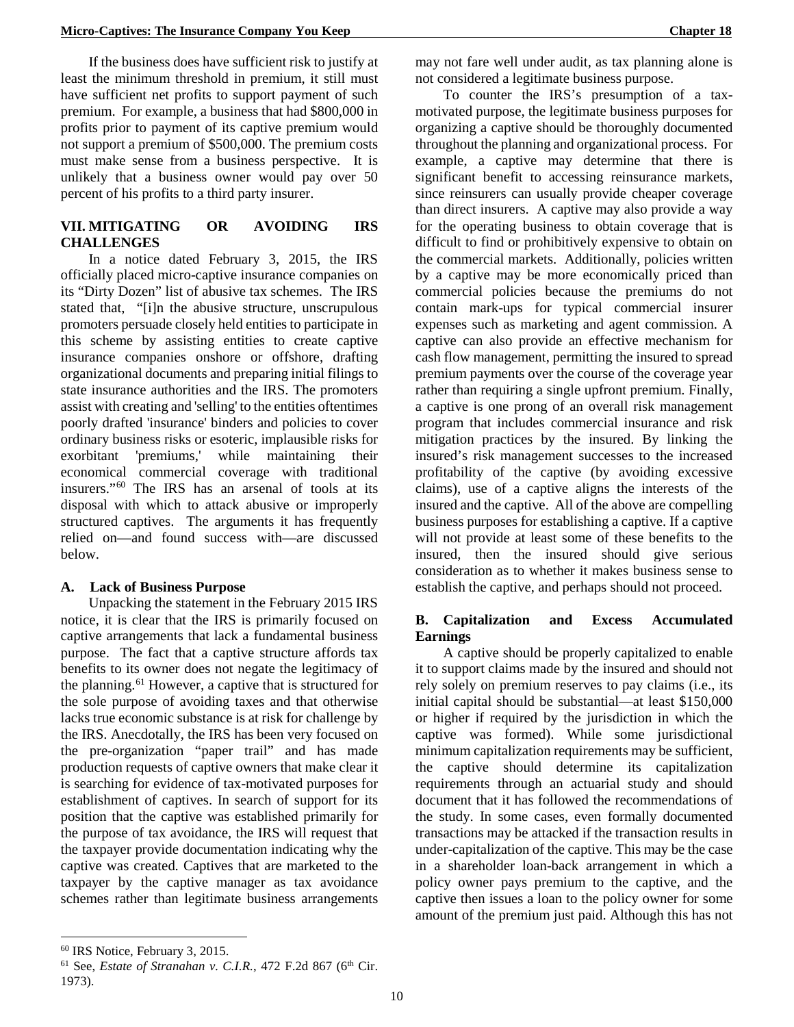If the business does have sufficient risk to justify at least the minimum threshold in premium, it still must have sufficient net profits to support payment of such premium. For example, a business that had $800,000 in profits prior to payment of its captive premium would not support a premium of $500,000. The premium costs must make sense from a business perspective. It is unlikely that a business owner would pay over 50 percent of his profits to a third party insurer.

## VII. MITIGATING OR AVOIDING IRS CHALLENGES

In a notice dated February 3, 2015, the IRS officially placed micro-captive insurance companies on its "Dirty Dozen" list of abusive tax schemes. The IRS stated that, "[i]n the abusive structure, unscrupulous promoters persuade closely held entities to participate in this scheme by assisting entities to create captive insurance companies onshore or offshore, drafting organizational documents and preparing initial filings to state insurance authorities and the IRS. The promoters assist with creating and 'selling' to the entities oftentimes poorly drafted 'insurance' binders and policies to cover ordinary business risks or esoteric, implausible risks for exorbitant 'premiums,' while maintaining their economical commercial coverage with traditional insurers."[60] The IRS has an arsenal of tools at its disposal with which to attack abusive or improperly structured captives. The arguments it has frequently relied on—and found success with—are discussed below.

### A. Lack of Business Purpose

Unpacking the statement in the February 2015 IRS notice, it is clear that the IRS is primarily focused on captive arrangements that lack a fundamental business purpose. The fact that a captive structure affords tax benefits to its owner does not negate the legitimacy of the planning.[61] However, a captive that is structured for the sole purpose of avoiding taxes and that otherwise lacks true economic substance is at risk for challenge by the IRS. Anecdotally, the IRS has been very focused on the pre-organization "paper trail" and has made production requests of captive owners that make clear it is searching for evidence of tax-motivated purposes for establishment of captives. In search of support for its position that the captive was established primarily for the purpose of tax avoidance, the IRS will request that the taxpayer provide documentation indicating why the captive was created. Captives that are marketed to the taxpayer by the captive manager as tax avoidance schemes rather than legitimate business arrangements may not fare well under audit, as tax planning alone is not considered a legitimate business purpose.

To counter the IRS's presumption of a tax-motivated purpose, the legitimate business purposes for organizing a captive should be thoroughly documented throughout the planning and organizational process. For example, a captive may determine that there is significant benefit to accessing reinsurance markets, since reinsurers can usually provide cheaper coverage than direct insurers. A captive may also provide a way for the operating business to obtain coverage that is difficult to find or prohibitively expensive to obtain on the commercial markets. Additionally, policies written by a captive may be more economically priced than commercial policies because the premiums do not contain mark-ups for typical commercial insurer expenses such as marketing and agent commission. A captive can also provide an effective mechanism for cash flow management, permitting the insured to spread premium payments over the course of the coverage year rather than requiring a single upfront premium. Finally, a captive is one prong of an overall risk management program that includes commercial insurance and risk mitigation practices by the insured. By linking the insured's risk management successes to the increased profitability of the captive (by avoiding excessive claims), use of a captive aligns the interests of the insured and the captive. All of the above are compelling business purposes for establishing a captive. If a captive will not provide at least some of these benefits to the insured, then the insured should give serious consideration as to whether it makes business sense to establish the captive, and perhaps should not proceed.

### B. Capitalization and Excess Accumulated Earnings

A captive should be properly capitalized to enable it to support claims made by the insured and should not rely solely on premium reserves to pay claims (i.e., its initial capital should be substantial—at least $150,000 or higher if required by the jurisdiction in which the captive was formed). While some jurisdictional minimum capitalization requirements may be sufficient, the captive should determine its capitalization requirements through an actuarial study and should document that it has followed the recommendations of the study. In some cases, even formally documented transactions may be attacked if the transaction results in under-capitalization of the captive. This may be the case in a shareholder loan-back arrangement in which a policy owner pays premium to the captive, and the captive then issues a loan to the policy owner for some amount of the premium just paid. Although this has not

---

[60] IRS Notice, February 3, 2015.

[61] See, *Estate of Stranahan v. C.I.R.*, 472 F.2d 867 (6th Cir. 1973).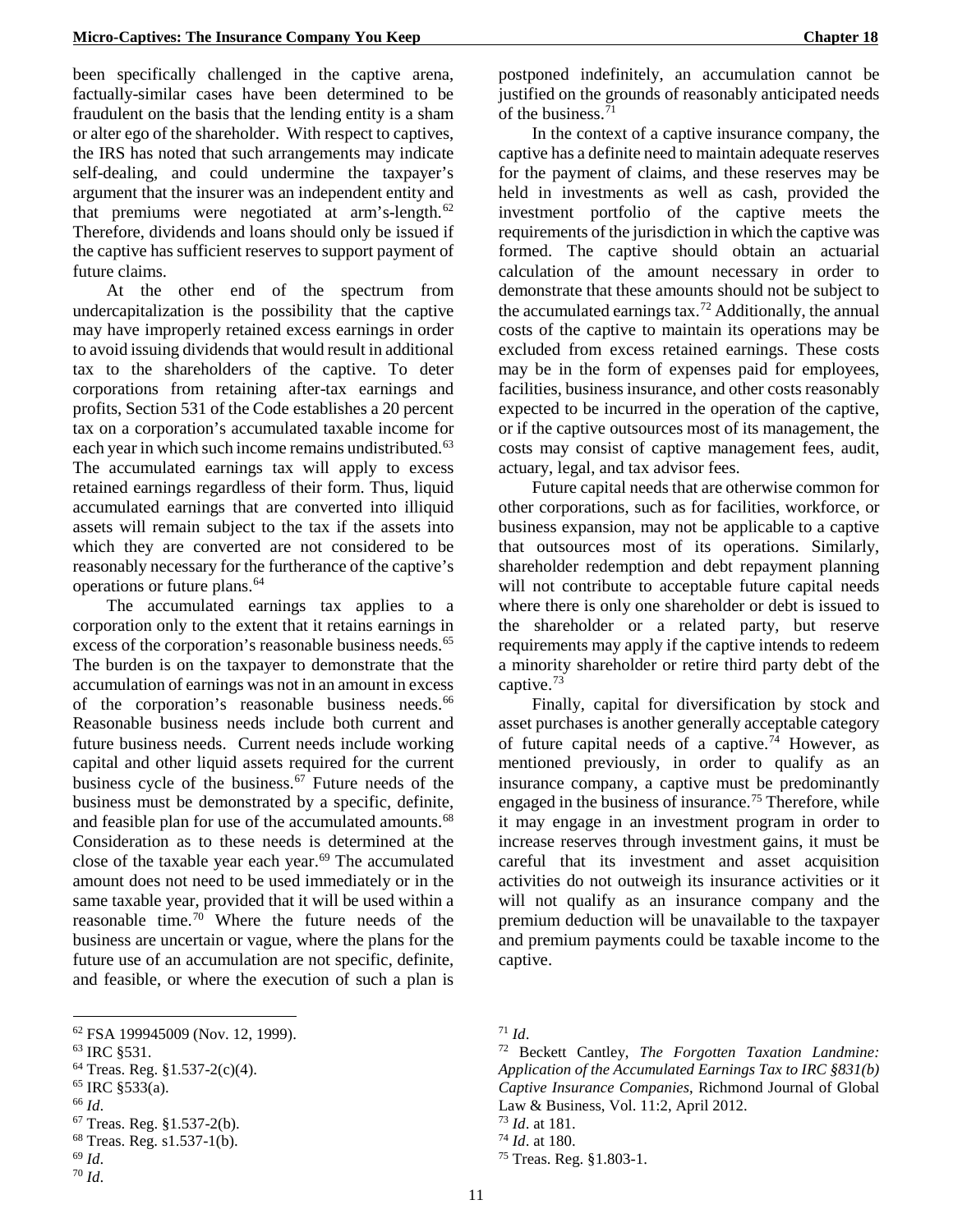been specifically challenged in the captive arena, factually-similar cases have been determined to be fraudulent on the basis that the lending entity is a sham or alter ego of the shareholder. With respect to captives, the IRS has noted that such arrangements may indicate self-dealing, and could undermine the taxpayer's argument that the insurer was an independent entity and that premiums were negotiated at arm's-length.[62] Therefore, dividends and loans should only be issued if the captive has sufficient reserves to support payment of future claims.

At the other end of the spectrum from undercapitalization is the possibility that the captive may have improperly retained excess earnings in order to avoid issuing dividends that would result in additional tax to the shareholders of the captive. To deter corporations from retaining after-tax earnings and profits, Section 531 of the Code establishes a 20 percent tax on a corporation's accumulated taxable income for each year in which such income remains undistributed.[63] The accumulated earnings tax will apply to excess retained earnings regardless of their form. Thus, liquid accumulated earnings that are converted into illiquid assets will remain subject to the tax if the assets into which they are converted are not considered to be reasonably necessary for the furtherance of the captive's operations or future plans.[64]

The accumulated earnings tax applies to a corporation only to the extent that it retains earnings in excess of the corporation's reasonable business needs.[65] The burden is on the taxpayer to demonstrate that the accumulation of earnings was not in an amount in excess of the corporation's reasonable business needs.[66] Reasonable business needs include both current and future business needs. Current needs include working capital and other liquid assets required for the current business cycle of the business.[67] Future needs of the business must be demonstrated by a specific, definite, and feasible plan for use of the accumulated amounts.[68] Consideration as to these needs is determined at the close of the taxable year each year.[69] The accumulated amount does not need to be used immediately or in the same taxable year, provided that it will be used within a reasonable time.[70] Where the future needs of the business are uncertain or vague, where the plans for the future use of an accumulation are not specific, definite, and feasible, or where the execution of such a plan is postponed indefinitely, an accumulation cannot be justified on the grounds of reasonably anticipated needs of the business.[71]

In the context of a captive insurance company, the captive has a definite need to maintain adequate reserves for the payment of claims, and these reserves may be held in investments as well as cash, provided the investment portfolio of the captive meets the requirements of the jurisdiction in which the captive was formed. The captive should obtain an actuarial calculation of the amount necessary in order to demonstrate that these amounts should not be subject to the accumulated earnings tax.[72] Additionally, the annual costs of the captive to maintain its operations may be excluded from excess retained earnings. These costs may be in the form of expenses paid for employees, facilities, business insurance, and other costs reasonably expected to be incurred in the operation of the captive, or if the captive outsources most of its management, the costs may consist of captive management fees, audit, actuary, legal, and tax advisor fees.

Future capital needs that are otherwise common for other corporations, such as for facilities, workforce, or business expansion, may not be applicable to a captive that outsources most of its operations. Similarly, shareholder redemption and debt repayment planning will not contribute to acceptable future capital needs where there is only one shareholder or debt is issued to the shareholder or a related party, but reserve requirements may apply if the captive intends to redeem a minority shareholder or retire third party debt of the captive.[73]

Finally, capital for diversification by stock and asset purchases is another generally acceptable category of future capital needs of a captive.[74] However, as mentioned previously, in order to qualify as an insurance company, a captive must be predominantly engaged in the business of insurance.[75] Therefore, while it may engage in an investment program in order to increase reserves through investment gains, it must be careful that its investment and asset acquisition activities do not outweigh its insurance activities or it will not qualify as an insurance company and the premium deduction will be unavailable to the taxpayer and premium payments could be taxable income to the captive.

---

[62] FSA 199945009 (Nov. 12, 1999).

[63] IRC §531.

[64] Treas. Reg. §1.537-2(c)(4).

[65] IRC §533(a).

[66] *Id*.

[67] Treas. Reg. §1.537-2(b).

[68] Treas. Reg. s1.537-1(b).

[69] *Id*.

[70] *Id*.

[71] *Id*.

[72] Beckett Cantley, *The Forgotten Taxation Landmine: Application of the Accumulated Earnings Tax to IRC §831(b) Captive Insurance Companies*, Richmond Journal of Global Law & Business, Vol. 11:2, April 2012.

[73] *Id*. at 181.

[74] *Id*. at 180.

[75] Treas. Reg. §1.803-1.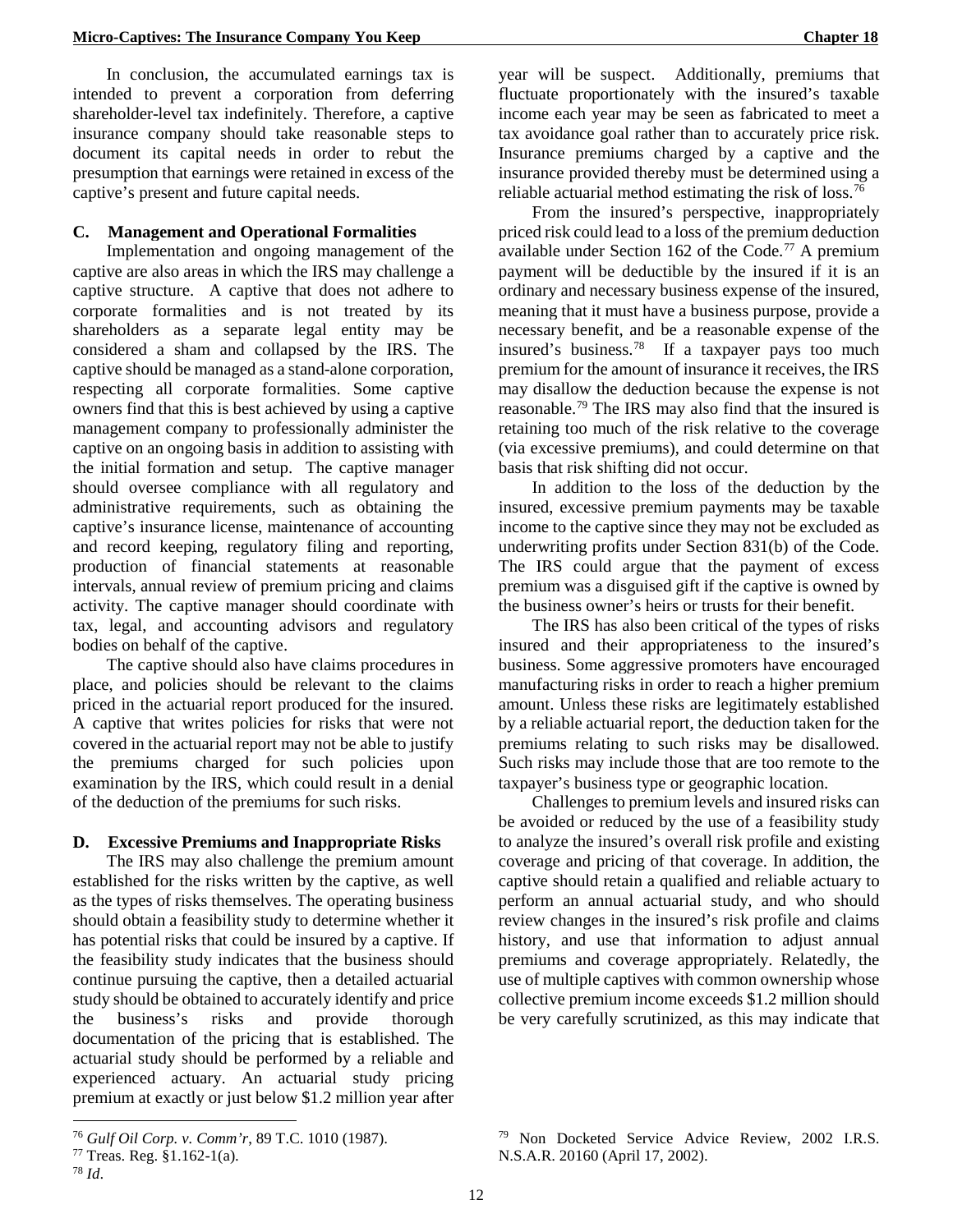In conclusion, the accumulated earnings tax is intended to prevent a corporation from deferring shareholder-level tax indefinitely. Therefore, a captive insurance company should take reasonable steps to document its capital needs in order to rebut the presumption that earnings were retained in excess of the captive's present and future capital needs.

### C. Management and Operational Formalities

Implementation and ongoing management of the captive are also areas in which the IRS may challenge a captive structure. A captive that does not adhere to corporate formalities and is not treated by its shareholders as a separate legal entity may be considered a sham and collapsed by the IRS. The captive should be managed as a stand-alone corporation, respecting all corporate formalities. Some captive owners find that this is best achieved by using a captive management company to professionally administer the captive on an ongoing basis in addition to assisting with the initial formation and setup. The captive manager should oversee compliance with all regulatory and administrative requirements, such as obtaining the captive's insurance license, maintenance of accounting and record keeping, regulatory filing and reporting, production of financial statements at reasonable intervals, annual review of premium pricing and claims activity. The captive manager should coordinate with tax, legal, and accounting advisors and regulatory bodies on behalf of the captive.

The captive should also have claims procedures in place, and policies should be relevant to the claims priced in the actuarial report produced for the insured. A captive that writes policies for risks that were not covered in the actuarial report may not be able to justify the premiums charged for such policies upon examination by the IRS, which could result in a denial of the deduction of the premiums for such risks.

### D. Excessive Premiums and Inappropriate Risks

The IRS may also challenge the premium amount established for the risks written by the captive, as well as the types of risks themselves. The operating business should obtain a feasibility study to determine whether it has potential risks that could be insured by a captive. If the feasibility study indicates that the business should continue pursuing the captive, then a detailed actuarial study should be obtained to accurately identify and price the business's risks and provide thorough documentation of the pricing that is established. The actuarial study should be performed by a reliable and experienced actuary. An actuarial study pricing premium at exactly or just below $1.2 million year after year will be suspect. Additionally, premiums that fluctuate proportionately with the insured's taxable income each year may be seen as fabricated to meet a tax avoidance goal rather than to accurately price risk. Insurance premiums charged by a captive and the insurance provided thereby must be determined using a reliable actuarial method estimating the risk of loss.[76]

From the insured's perspective, inappropriately priced risk could lead to a loss of the premium deduction available under Section 162 of the Code.[77] A premium payment will be deductible by the insured if it is an ordinary and necessary business expense of the insured, meaning that it must have a business purpose, provide a necessary benefit, and be a reasonable expense of the insured's business.[78] If a taxpayer pays too much premium for the amount of insurance it receives, the IRS may disallow the deduction because the expense is not reasonable.[79] The IRS may also find that the insured is retaining too much of the risk relative to the coverage (via excessive premiums), and could determine on that basis that risk shifting did not occur.

In addition to the loss of the deduction by the insured, excessive premium payments may be taxable income to the captive since they may not be excluded as underwriting profits under Section 831(b) of the Code. The IRS could argue that the payment of excess premium was a disguised gift if the captive is owned by the business owner's heirs or trusts for their benefit.

The IRS has also been critical of the types of risks insured and their appropriateness to the insured's business. Some aggressive promoters have encouraged manufacturing risks in order to reach a higher premium amount. Unless these risks are legitimately established by a reliable actuarial report, the deduction taken for the premiums relating to such risks may be disallowed. Such risks may include those that are too remote to the taxpayer's business type or geographic location.

Challenges to premium levels and insured risks can be avoided or reduced by the use of a feasibility study to analyze the insured's overall risk profile and existing coverage and pricing of that coverage. In addition, the captive should retain a qualified and reliable actuary to perform an annual actuarial study, and who should review changes in the insured's risk profile and claims history, and use that information to adjust annual premiums and coverage appropriately. Relatedly, the use of multiple captives with common ownership whose collective premium income exceeds $1.2 million should be very carefully scrutinized, as this may indicate that

---

[76] *Gulf Oil Corp. v. Comm'r*, 89 T.C. 1010 (1987).

[77] Treas. Reg. §1.162-1(a).

[78] *Id*.

[79] Non Docketed Service Advice Review, 2002 I.R.S. N.S.A.R. 20160 (April 17, 2002).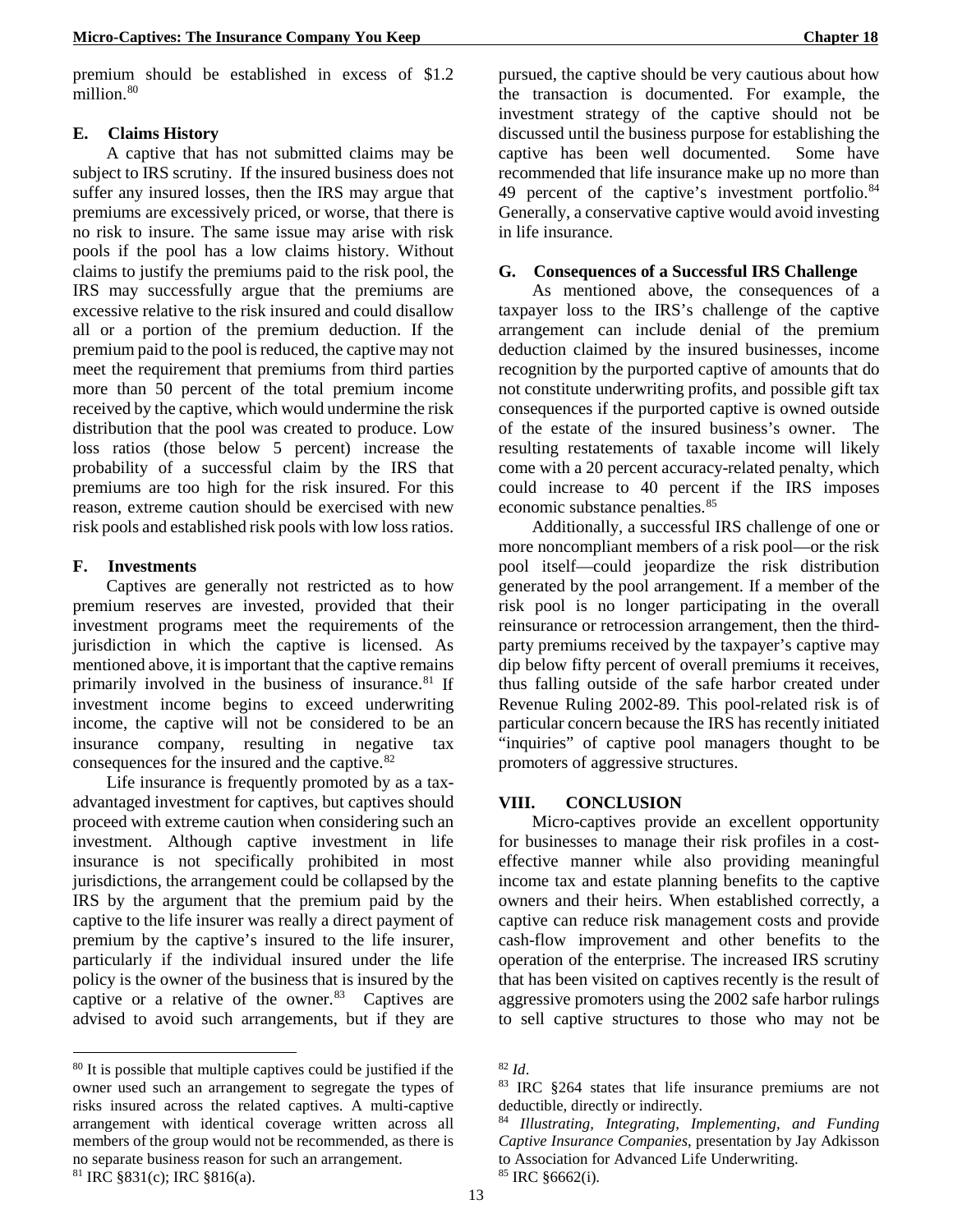premium should be established in excess of $1.2 million.[80]

### E. Claims History

A captive that has not submitted claims may be subject to IRS scrutiny. If the insured business does not suffer any insured losses, then the IRS may argue that premiums are excessively priced, or worse, that there is no risk to insure. The same issue may arise with risk pools if the pool has a low claims history. Without claims to justify the premiums paid to the risk pool, the IRS may successfully argue that the premiums are excessive relative to the risk insured and could disallow all or a portion of the premium deduction. If the premium paid to the pool is reduced, the captive may not meet the requirement that premiums from third parties more than 50 percent of the total premium income received by the captive, which would undermine the risk distribution that the pool was created to produce. Low loss ratios (those below 5 percent) increase the probability of a successful claim by the IRS that premiums are too high for the risk insured. For this reason, extreme caution should be exercised with new risk pools and established risk pools with low loss ratios.

### F. Investments

Captives are generally not restricted as to how premium reserves are invested, provided that their investment programs meet the requirements of the jurisdiction in which the captive is licensed. As mentioned above, it is important that the captive remains primarily involved in the business of insurance.[81] If investment income begins to exceed underwriting income, the captive will not be considered to be an insurance company, resulting in negative tax consequences for the insured and the captive.[82]

Life insurance is frequently promoted by as a tax-advantaged investment for captives, but captives should proceed with extreme caution when considering such an investment. Although captive investment in life insurance is not specifically prohibited in most jurisdictions, the arrangement could be collapsed by the IRS by the argument that the premium paid by the captive to the life insurer was really a direct payment of premium by the captive's insured to the life insurer, particularly if the individual insured under the life policy is the owner of the business that is insured by the captive or a relative of the owner.[83] Captives are advised to avoid such arrangements, but if they are pursued, the captive should be very cautious about how the transaction is documented. For example, the investment strategy of the captive should not be discussed until the business purpose for establishing the captive has been well documented. Some have recommended that life insurance make up no more than 49 percent of the captive's investment portfolio.[84] Generally, a conservative captive would avoid investing in life insurance.

### G. Consequences of a Successful IRS Challenge

As mentioned above, the consequences of a taxpayer loss to the IRS's challenge of the captive arrangement can include denial of the premium deduction claimed by the insured businesses, income recognition by the purported captive of amounts that do not constitute underwriting profits, and possible gift tax consequences if the purported captive is owned outside of the estate of the insured business's owner. The resulting restatements of taxable income will likely come with a 20 percent accuracy-related penalty, which could increase to 40 percent if the IRS imposes economic substance penalties.[85]

Additionally, a successful IRS challenge of one or more noncompliant members of a risk pool—or the risk pool itself—could jeopardize the risk distribution generated by the pool arrangement. If a member of the risk pool is no longer participating in the overall reinsurance or retrocession arrangement, then the third-party premiums received by the taxpayer's captive may dip below fifty percent of overall premiums it receives, thus falling outside of the safe harbor created under Revenue Ruling 2002-89. This pool-related risk is of particular concern because the IRS has recently initiated "inquiries" of captive pool managers thought to be promoters of aggressive structures.

## VIII. CONCLUSION

Micro-captives provide an excellent opportunity for businesses to manage their risk profiles in a cost-effective manner while also providing meaningful income tax and estate planning benefits to the captive owners and their heirs. When established correctly, a captive can reduce risk management costs and provide cash-flow improvement and other benefits to the operation of the enterprise. The increased IRS scrutiny that has been visited on captives recently is the result of aggressive promoters using the 2002 safe harbor rulings to sell captive structures to those who may not be

---

[80] It is possible that multiple captives could be justified if the owner used such an arrangement to segregate the types of risks insured across the related captives. A multi-captive arrangement with identical coverage written across all members of the group would not be recommended, as there is no separate business reason for such an arrangement.

[81] IRC §831(c); IRC §816(a).

[82] *Id*.

[83] IRC §264 states that life insurance premiums are not deductible, directly or indirectly.

[84] *Illustrating, Integrating, Implementing, and Funding Captive Insurance Companies*, presentation by Jay Adkisson to Association for Advanced Life Underwriting.

[85] IRC §6662(i).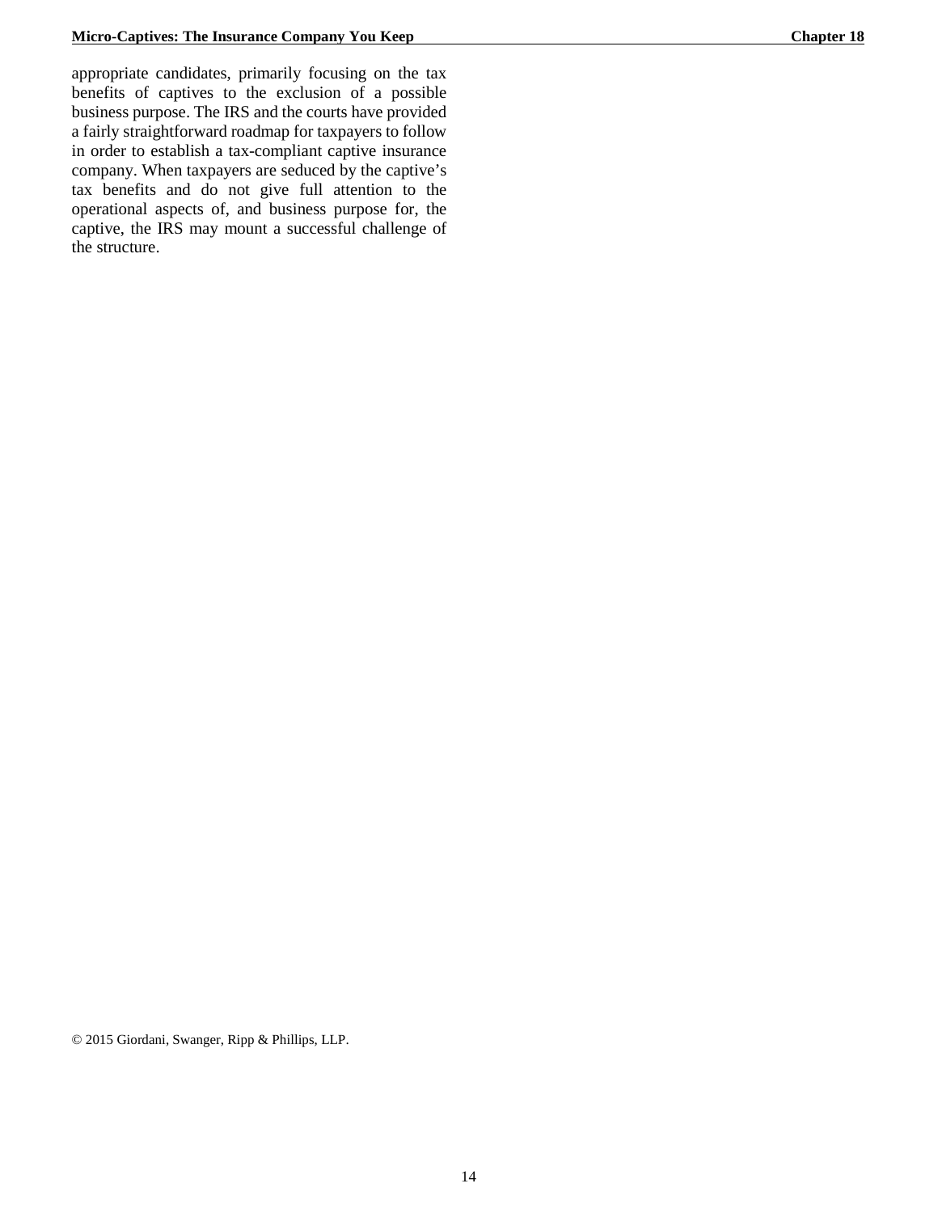appropriate candidates, primarily focusing on the tax benefits of captives to the exclusion of a possible business purpose. The IRS and the courts have provided a fairly straightforward roadmap for taxpayers to follow in order to establish a tax-compliant captive insurance company. When taxpayers are seduced by the captive's tax benefits and do not give full attention to the operational aspects of, and business purpose for, the captive, the IRS may mount a successful challenge of the structure.

© 2015 Giordani, Swanger, Ripp & Phillips, LLP.